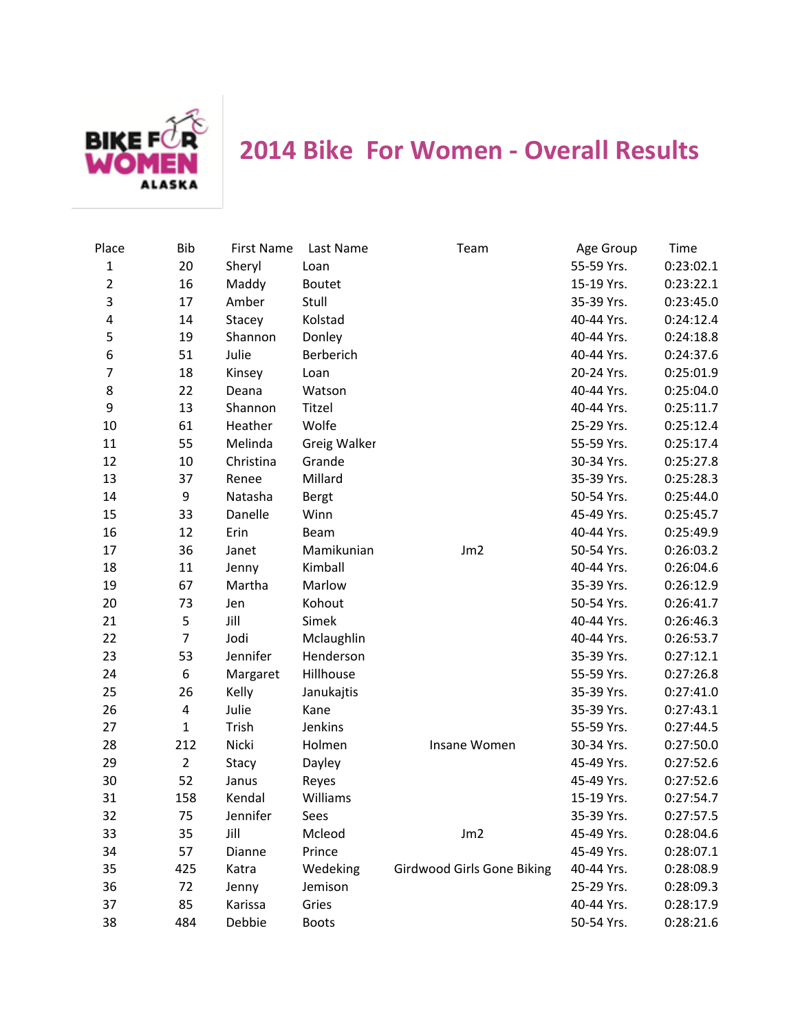# 2014 Bike For Women - Overall Results

| Place | Bib | First Name | Last Name | Team | Age Group | Time |
|---|---|---|---|---|---|---|
| 1 | 20 | Sheryl | Loan | | 55-59 Yrs. | 0:23:02.1 |
| 2 | 16 | Maddy | Boutet | | 15-19 Yrs. | 0:23:22.1 |
| 3 | 17 | Amber | Stull | | 35-39 Yrs. | 0:23:45.0 |
| 4 | 14 | Stacey | Kolstad | | 40-44 Yrs. | 0:24:12.4 |
| 5 | 19 | Shannon | Donley | | 40-44 Yrs. | 0:24:18.8 |
| 6 | 51 | Julie | Berberich | | 40-44 Yrs. | 0:24:37.6 |
| 7 | 18 | Kinsey | Loan | | 20-24 Yrs. | 0:25:01.9 |
| 8 | 22 | Deana | Watson | | 40-44 Yrs. | 0:25:04.0 |
| 9 | 13 | Shannon | Titzel | | 40-44 Yrs. | 0:25:11.7 |
| 10 | 61 | Heather | Wolfe | | 25-29 Yrs. | 0:25:12.4 |
| 11 | 55 | Melinda | Greig Walker | | 55-59 Yrs. | 0:25:17.4 |
| 12 | 10 | Christina | Grande | | 30-34 Yrs. | 0:25:27.8 |
| 13 | 37 | Renee | Millard | | 35-39 Yrs. | 0:25:28.3 |
| 14 | 9 | Natasha | Bergt | | 50-54 Yrs. | 0:25:44.0 |
| 15 | 33 | Danelle | Winn | | 45-49 Yrs. | 0:25:45.7 |
| 16 | 12 | Erin | Beam | | 40-44 Yrs. | 0:25:49.9 |
| 17 | 36 | Janet | Mamikunian | Jm2 | 50-54 Yrs. | 0:26:03.2 |
| 18 | 11 | Jenny | Kimball | | 40-44 Yrs. | 0:26:04.6 |
| 19 | 67 | Martha | Marlow | | 35-39 Yrs. | 0:26:12.9 |
| 20 | 73 | Jen | Kohout | | 50-54 Yrs. | 0:26:41.7 |
| 21 | 5 | Jill | Simek | | 40-44 Yrs. | 0:26:46.3 |
| 22 | 7 | Jodi | Mclaughlin | | 40-44 Yrs. | 0:26:53.7 |
| 23 | 53 | Jennifer | Henderson | | 35-39 Yrs. | 0:27:12.1 |
| 24 | 6 | Margaret | Hillhouse | | 55-59 Yrs. | 0:27:26.8 |
| 25 | 26 | Kelly | Janukajtis | | 35-39 Yrs. | 0:27:41.0 |
| 26 | 4 | Julie | Kane | | 35-39 Yrs. | 0:27:43.1 |
| 27 | 1 | Trish | Jenkins | | 55-59 Yrs. | 0:27:44.5 |
| 28 | 212 | Nicki | Holmen | Insane Women | 30-34 Yrs. | 0:27:50.0 |
| 29 | 2 | Stacy | Dayley | | 45-49 Yrs. | 0:27:52.6 |
| 30 | 52 | Janus | Reyes | | 45-49 Yrs. | 0:27:52.6 |
| 31 | 158 | Kendal | Williams | | 15-19 Yrs. | 0:27:54.7 |
| 32 | 75 | Jennifer | Sees | | 35-39 Yrs. | 0:27:57.5 |
| 33 | 35 | Jill | Mcleod | Jm2 | 45-49 Yrs. | 0:28:04.6 |
| 34 | 57 | Dianne | Prince | | 45-49 Yrs. | 0:28:07.1 |
| 35 | 425 | Katra | Wedeking | Girdwood Girls Gone Biking | 40-44 Yrs. | 0:28:08.9 |
| 36 | 72 | Jenny | Jemison | | 25-29 Yrs. | 0:28:09.3 |
| 37 | 85 | Karissa | Gries | | 40-44 Yrs. | 0:28:17.9 |
| 38 | 484 | Debbie | Boots | | 50-54 Yrs. | 0:28:21.6 |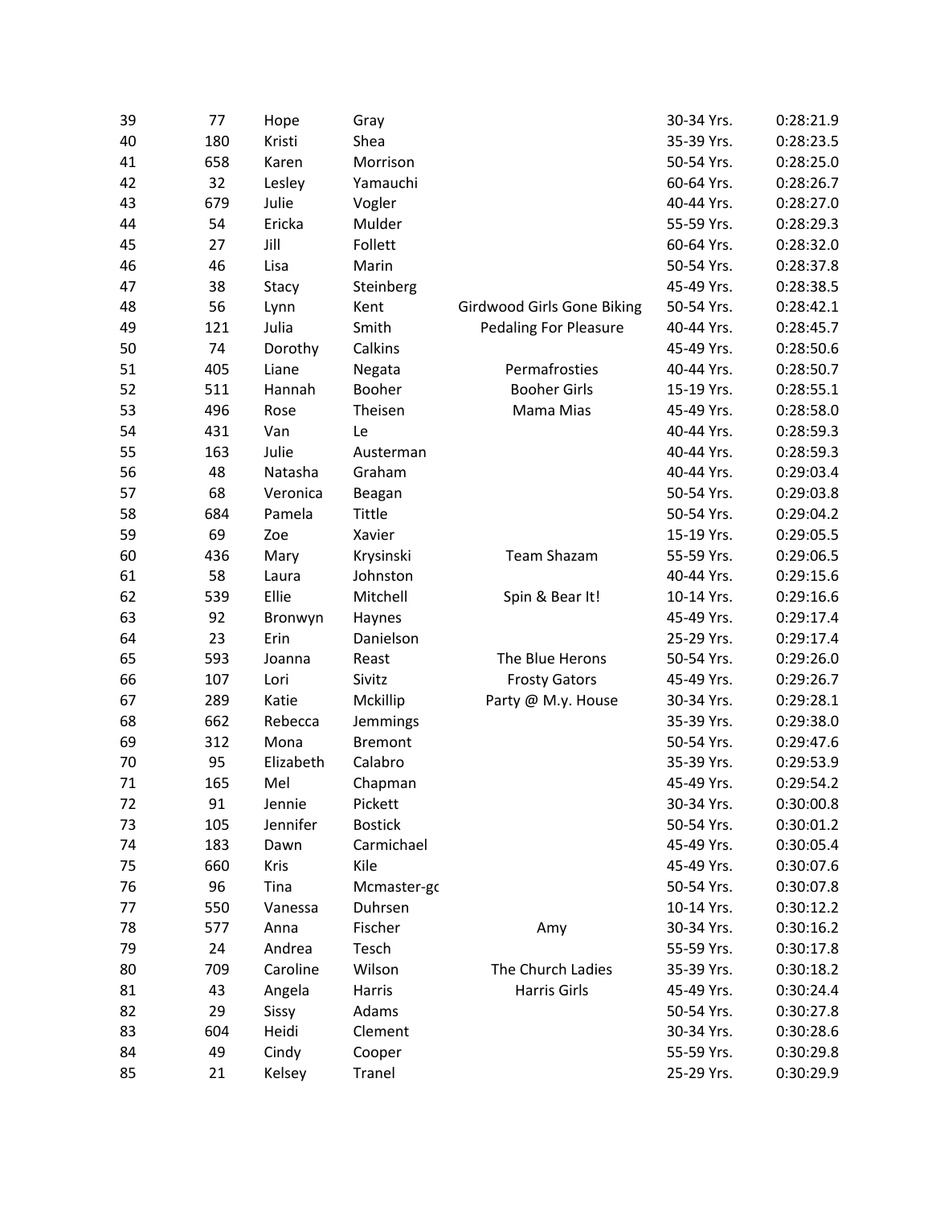| | | | | | | |
|---|---|---|---|---|---|---|
| 39 | 77 | Hope | Gray | | 30-34 Yrs. | 0:28:21.9 |
| 40 | 180 | Kristi | Shea | | 35-39 Yrs. | 0:28:23.5 |
| 41 | 658 | Karen | Morrison | | 50-54 Yrs. | 0:28:25.0 |
| 42 | 32 | Lesley | Yamauchi | | 60-64 Yrs. | 0:28:26.7 |
| 43 | 679 | Julie | Vogler | | 40-44 Yrs. | 0:28:27.0 |
| 44 | 54 | Ericka | Mulder | | 55-59 Yrs. | 0:28:29.3 |
| 45 | 27 | Jill | Follett | | 60-64 Yrs. | 0:28:32.0 |
| 46 | 46 | Lisa | Marin | | 50-54 Yrs. | 0:28:37.8 |
| 47 | 38 | Stacy | Steinberg | | 45-49 Yrs. | 0:28:38.5 |
| 48 | 56 | Lynn | Kent | Girdwood Girls Gone Biking | 50-54 Yrs. | 0:28:42.1 |
| 49 | 121 | Julia | Smith | Pedaling For Pleasure | 40-44 Yrs. | 0:28:45.7 |
| 50 | 74 | Dorothy | Calkins | | 45-49 Yrs. | 0:28:50.6 |
| 51 | 405 | Liane | Negata | Permafrosties | 40-44 Yrs. | 0:28:50.7 |
| 52 | 511 | Hannah | Booher | Booher Girls | 15-19 Yrs. | 0:28:55.1 |
| 53 | 496 | Rose | Theisen | Mama Mias | 45-49 Yrs. | 0:28:58.0 |
| 54 | 431 | Van | Le | | 40-44 Yrs. | 0:28:59.3 |
| 55 | 163 | Julie | Austerman | | 40-44 Yrs. | 0:28:59.3 |
| 56 | 48 | Natasha | Graham | | 40-44 Yrs. | 0:29:03.4 |
| 57 | 68 | Veronica | Beagan | | 50-54 Yrs. | 0:29:03.8 |
| 58 | 684 | Pamela | Tittle | | 50-54 Yrs. | 0:29:04.2 |
| 59 | 69 | Zoe | Xavier | | 15-19 Yrs. | 0:29:05.5 |
| 60 | 436 | Mary | Krysinski | Team Shazam | 55-59 Yrs. | 0:29:06.5 |
| 61 | 58 | Laura | Johnston | | 40-44 Yrs. | 0:29:15.6 |
| 62 | 539 | Ellie | Mitchell | Spin & Bear It! | 10-14 Yrs. | 0:29:16.6 |
| 63 | 92 | Bronwyn | Haynes | | 45-49 Yrs. | 0:29:17.4 |
| 64 | 23 | Erin | Danielson | | 25-29 Yrs. | 0:29:17.4 |
| 65 | 593 | Joanna | Reast | The Blue Herons | 50-54 Yrs. | 0:29:26.0 |
| 66 | 107 | Lori | Sivitz | Frosty Gators | 45-49 Yrs. | 0:29:26.7 |
| 67 | 289 | Katie | Mckillip | Party @ M.y. House | 30-34 Yrs. | 0:29:28.1 |
| 68 | 662 | Rebecca | Jemmings | | 35-39 Yrs. | 0:29:38.0 |
| 69 | 312 | Mona | Bremont | | 50-54 Yrs. | 0:29:47.6 |
| 70 | 95 | Elizabeth | Calabro | | 35-39 Yrs. | 0:29:53.9 |
| 71 | 165 | Mel | Chapman | | 45-49 Yrs. | 0:29:54.2 |
| 72 | 91 | Jennie | Pickett | | 30-34 Yrs. | 0:30:00.8 |
| 73 | 105 | Jennifer | Bostick | | 50-54 Yrs. | 0:30:01.2 |
| 74 | 183 | Dawn | Carmichael | | 45-49 Yrs. | 0:30:05.4 |
| 75 | 660 | Kris | Kile | | 45-49 Yrs. | 0:30:07.6 |
| 76 | 96 | Tina | Mcmaster-gc | | 50-54 Yrs. | 0:30:07.8 |
| 77 | 550 | Vanessa | Duhrsen | | 10-14 Yrs. | 0:30:12.2 |
| 78 | 577 | Anna | Fischer | Amy | 30-34 Yrs. | 0:30:16.2 |
| 79 | 24 | Andrea | Tesch | | 55-59 Yrs. | 0:30:17.8 |
| 80 | 709 | Caroline | Wilson | The Church Ladies | 35-39 Yrs. | 0:30:18.2 |
| 81 | 43 | Angela | Harris | Harris Girls | 45-49 Yrs. | 0:30:24.4 |
| 82 | 29 | Sissy | Adams | | 50-54 Yrs. | 0:30:27.8 |
| 83 | 604 | Heidi | Clement | | 30-34 Yrs. | 0:30:28.6 |
| 84 | 49 | Cindy | Cooper | | 55-59 Yrs. | 0:30:29.8 |
| 85 | 21 | Kelsey | Tranel | | 25-29 Yrs. | 0:30:29.9 |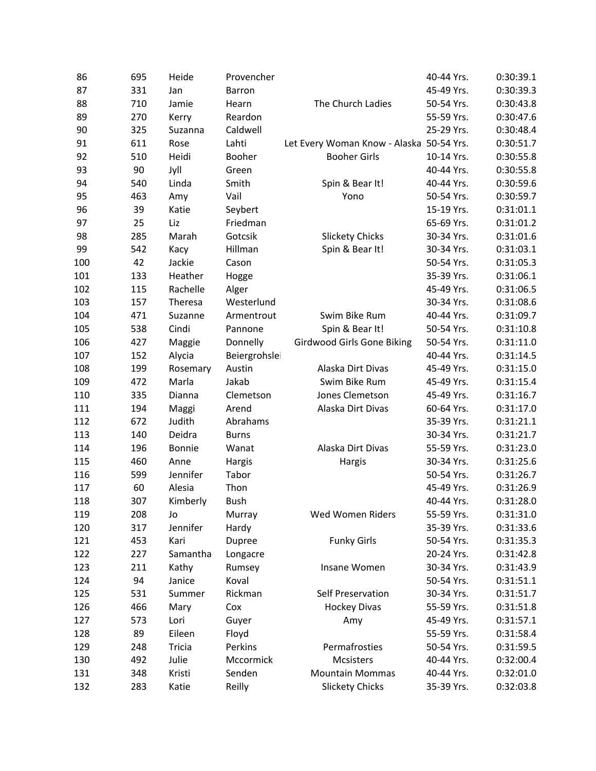| | | | | | | |
|---|---|---|---|---|---|---|
| 86 | 695 | Heide | Provencher | | 40-44 Yrs. | 0:30:39.1 |
| 87 | 331 | Jan | Barron | | 45-49 Yrs. | 0:30:39.3 |
| 88 | 710 | Jamie | Hearn | The Church Ladies | 50-54 Yrs. | 0:30:43.8 |
| 89 | 270 | Kerry | Reardon | | 55-59 Yrs. | 0:30:47.6 |
| 90 | 325 | Suzanna | Caldwell | | 25-29 Yrs. | 0:30:48.4 |
| 91 | 611 | Rose | Lahti | Let Every Woman Know - Alaska | 50-54 Yrs. | 0:30:51.7 |
| 92 | 510 | Heidi | Booher | Booher Girls | 10-14 Yrs. | 0:30:55.8 |
| 93 | 90 | Jyll | Green | | 40-44 Yrs. | 0:30:55.8 |
| 94 | 540 | Linda | Smith | Spin & Bear It! | 40-44 Yrs. | 0:30:59.6 |
| 95 | 463 | Amy | Vail | Yono | 50-54 Yrs. | 0:30:59.7 |
| 96 | 39 | Katie | Seybert | | 15-19 Yrs. | 0:31:01.1 |
| 97 | 25 | Liz | Friedman | | 65-69 Yrs. | 0:31:01.2 |
| 98 | 285 | Marah | Gotcsik | Slickety Chicks | 30-34 Yrs. | 0:31:01.6 |
| 99 | 542 | Kacy | Hillman | Spin & Bear It! | 30-34 Yrs. | 0:31:03.1 |
| 100 | 42 | Jackie | Cason | | 50-54 Yrs. | 0:31:05.3 |
| 101 | 133 | Heather | Hogge | | 35-39 Yrs. | 0:31:06.1 |
| 102 | 115 | Rachelle | Alger | | 45-49 Yrs. | 0:31:06.5 |
| 103 | 157 | Theresa | Westerlund | | 30-34 Yrs. | 0:31:08.6 |
| 104 | 471 | Suzanne | Armentrout | Swim Bike Rum | 40-44 Yrs. | 0:31:09.7 |
| 105 | 538 | Cindi | Pannone | Spin & Bear It! | 50-54 Yrs. | 0:31:10.8 |
| 106 | 427 | Maggie | Donnelly | Girdwood Girls Gone Biking | 50-54 Yrs. | 0:31:11.0 |
| 107 | 152 | Alycia | Beiergrohslei | | 40-44 Yrs. | 0:31:14.5 |
| 108 | 199 | Rosemary | Austin | Alaska Dirt Divas | 45-49 Yrs. | 0:31:15.0 |
| 109 | 472 | Marla | Jakab | Swim Bike Rum | 45-49 Yrs. | 0:31:15.4 |
| 110 | 335 | Dianna | Clemetson | Jones Clemetson | 45-49 Yrs. | 0:31:16.7 |
| 111 | 194 | Maggi | Arend | Alaska Dirt Divas | 60-64 Yrs. | 0:31:17.0 |
| 112 | 672 | Judith | Abrahams | | 35-39 Yrs. | 0:31:21.1 |
| 113 | 140 | Deidra | Burns | | 30-34 Yrs. | 0:31:21.7 |
| 114 | 196 | Bonnie | Wanat | Alaska Dirt Divas | 55-59 Yrs. | 0:31:23.0 |
| 115 | 460 | Anne | Hargis | Hargis | 30-34 Yrs. | 0:31:25.6 |
| 116 | 599 | Jennifer | Tabor | | 50-54 Yrs. | 0:31:26.7 |
| 117 | 60 | Alesia | Thon | | 45-49 Yrs. | 0:31:26.9 |
| 118 | 307 | Kimberly | Bush | | 40-44 Yrs. | 0:31:28.0 |
| 119 | 208 | Jo | Murray | Wed Women Riders | 55-59 Yrs. | 0:31:31.0 |
| 120 | 317 | Jennifer | Hardy | | 35-39 Yrs. | 0:31:33.6 |
| 121 | 453 | Kari | Dupree | Funky Girls | 50-54 Yrs. | 0:31:35.3 |
| 122 | 227 | Samantha | Longacre | | 20-24 Yrs. | 0:31:42.8 |
| 123 | 211 | Kathy | Rumsey | Insane Women | 30-34 Yrs. | 0:31:43.9 |
| 124 | 94 | Janice | Koval | | 50-54 Yrs. | 0:31:51.1 |
| 125 | 531 | Summer | Rickman | Self Preservation | 30-34 Yrs. | 0:31:51.7 |
| 126 | 466 | Mary | Cox | Hockey Divas | 55-59 Yrs. | 0:31:51.8 |
| 127 | 573 | Lori | Guyer | Amy | 45-49 Yrs. | 0:31:57.1 |
| 128 | 89 | Eileen | Floyd | | 55-59 Yrs. | 0:31:58.4 |
| 129 | 248 | Tricia | Perkins | Permafrosties | 50-54 Yrs. | 0:31:59.5 |
| 130 | 492 | Julie | Mccormick | Mcsisters | 40-44 Yrs. | 0:32:00.4 |
| 131 | 348 | Kristi | Senden | Mountain Mommas | 40-44 Yrs. | 0:32:01.0 |
| 132 | 283 | Katie | Reilly | Slickety Chicks | 35-39 Yrs. | 0:32:03.8 |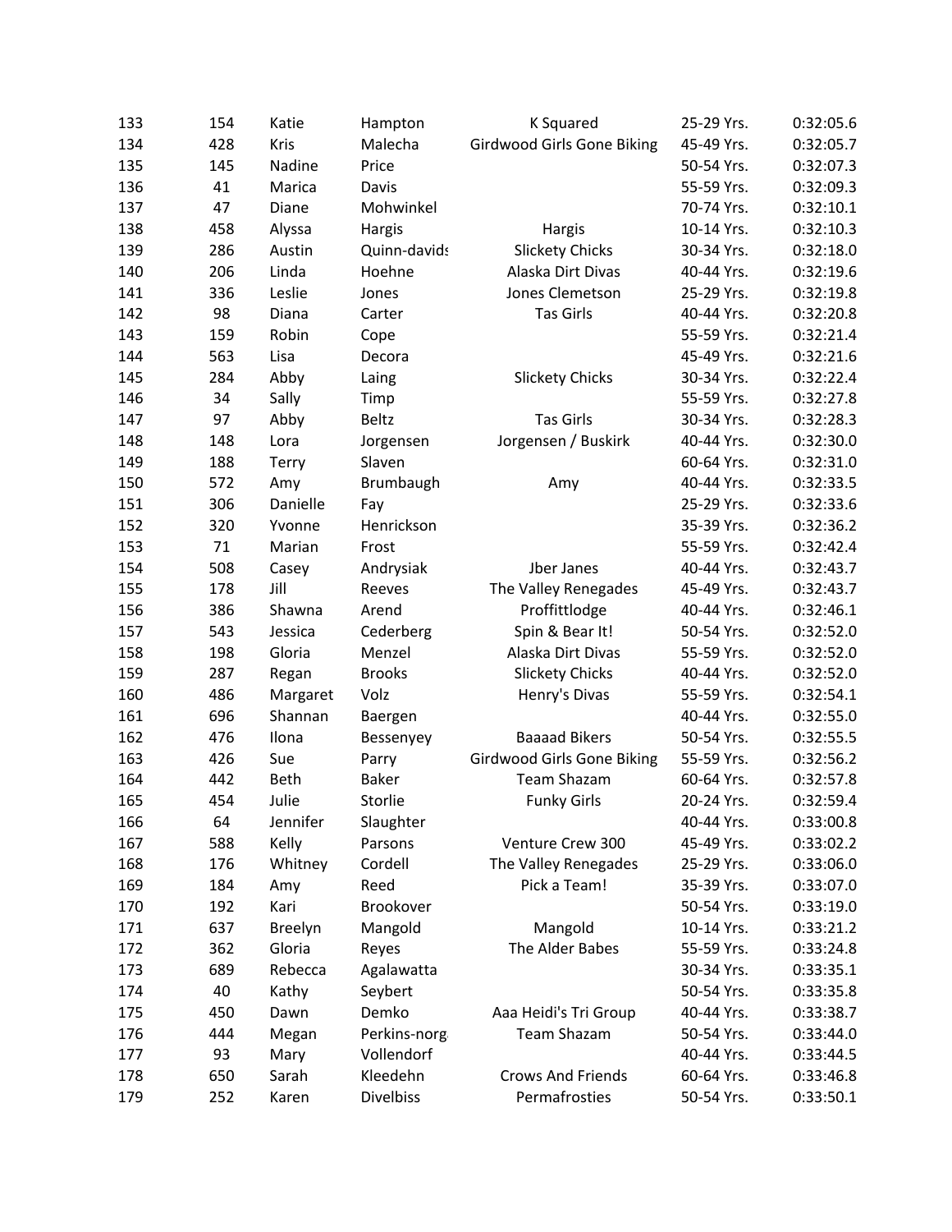| 133 | 154 | Katie | Hampton | K Squared | 25-29 Yrs. | 0:32:05.6 |
|---|---|---|---|---|---|---|
| 134 | 428 | Kris | Malecha | Girdwood Girls Gone Biking | 45-49 Yrs. | 0:32:05.7 |
| 135 | 145 | Nadine | Price | | 50-54 Yrs. | 0:32:07.3 |
| 136 | 41 | Marica | Davis | | 55-59 Yrs. | 0:32:09.3 |
| 137 | 47 | Diane | Mohwinkel | | 70-74 Yrs. | 0:32:10.1 |
| 138 | 458 | Alyssa | Hargis | Hargis | 10-14 Yrs. | 0:32:10.3 |
| 139 | 286 | Austin | Quinn-davids | Slickety Chicks | 30-34 Yrs. | 0:32:18.0 |
| 140 | 206 | Linda | Hoehne | Alaska Dirt Divas | 40-44 Yrs. | 0:32:19.6 |
| 141 | 336 | Leslie | Jones | Jones Clemetson | 25-29 Yrs. | 0:32:19.8 |
| 142 | 98 | Diana | Carter | Tas Girls | 40-44 Yrs. | 0:32:20.8 |
| 143 | 159 | Robin | Cope | | 55-59 Yrs. | 0:32:21.4 |
| 144 | 563 | Lisa | Decora | | 45-49 Yrs. | 0:32:21.6 |
| 145 | 284 | Abby | Laing | Slickety Chicks | 30-34 Yrs. | 0:32:22.4 |
| 146 | 34 | Sally | Timp | | 55-59 Yrs. | 0:32:27.8 |
| 147 | 97 | Abby | Beltz | Tas Girls | 30-34 Yrs. | 0:32:28.3 |
| 148 | 148 | Lora | Jorgensen | Jorgensen / Buskirk | 40-44 Yrs. | 0:32:30.0 |
| 149 | 188 | Terry | Slaven | | 60-64 Yrs. | 0:32:31.0 |
| 150 | 572 | Amy | Brumbaugh | Amy | 40-44 Yrs. | 0:32:33.5 |
| 151 | 306 | Danielle | Fay | | 25-29 Yrs. | 0:32:33.6 |
| 152 | 320 | Yvonne | Henrickson | | 35-39 Yrs. | 0:32:36.2 |
| 153 | 71 | Marian | Frost | | 55-59 Yrs. | 0:32:42.4 |
| 154 | 508 | Casey | Andrysiak | Jber Janes | 40-44 Yrs. | 0:32:43.7 |
| 155 | 178 | Jill | Reeves | The Valley Renegades | 45-49 Yrs. | 0:32:43.7 |
| 156 | 386 | Shawna | Arend | Proffittlodge | 40-44 Yrs. | 0:32:46.1 |
| 157 | 543 | Jessica | Cederberg | Spin & Bear It! | 50-54 Yrs. | 0:32:52.0 |
| 158 | 198 | Gloria | Menzel | Alaska Dirt Divas | 55-59 Yrs. | 0:32:52.0 |
| 159 | 287 | Regan | Brooks | Slickety Chicks | 40-44 Yrs. | 0:32:52.0 |
| 160 | 486 | Margaret | Volz | Henry's Divas | 55-59 Yrs. | 0:32:54.1 |
| 161 | 696 | Shannan | Baergen | | 40-44 Yrs. | 0:32:55.0 |
| 162 | 476 | Ilona | Bessenyey | Baaaad Bikers | 50-54 Yrs. | 0:32:55.5 |
| 163 | 426 | Sue | Parry | Girdwood Girls Gone Biking | 55-59 Yrs. | 0:32:56.2 |
| 164 | 442 | Beth | Baker | Team Shazam | 60-64 Yrs. | 0:32:57.8 |
| 165 | 454 | Julie | Storlie | Funky Girls | 20-24 Yrs. | 0:32:59.4 |
| 166 | 64 | Jennifer | Slaughter | | 40-44 Yrs. | 0:33:00.8 |
| 167 | 588 | Kelly | Parsons | Venture Crew 300 | 45-49 Yrs. | 0:33:02.2 |
| 168 | 176 | Whitney | Cordell | The Valley Renegades | 25-29 Yrs. | 0:33:06.0 |
| 169 | 184 | Amy | Reed | Pick a Team! | 35-39 Yrs. | 0:33:07.0 |
| 170 | 192 | Kari | Brookover | | 50-54 Yrs. | 0:33:19.0 |
| 171 | 637 | Breelyn | Mangold | Mangold | 10-14 Yrs. | 0:33:21.2 |
| 172 | 362 | Gloria | Reyes | The Alder Babes | 55-59 Yrs. | 0:33:24.8 |
| 173 | 689 | Rebecca | Agalawatta | | 30-34 Yrs. | 0:33:35.1 |
| 174 | 40 | Kathy | Seybert | | 50-54 Yrs. | 0:33:35.8 |
| 175 | 450 | Dawn | Demko | Aaa Heidi's Tri Group | 40-44 Yrs. | 0:33:38.7 |
| 176 | 444 | Megan | Perkins-norg | Team Shazam | 50-54 Yrs. | 0:33:44.0 |
| 177 | 93 | Mary | Vollendorf | | 40-44 Yrs. | 0:33:44.5 |
| 178 | 650 | Sarah | Kleedehn | Crows And Friends | 60-64 Yrs. | 0:33:46.8 |
| 179 | 252 | Karen | Divelbiss | Permafrosties | 50-54 Yrs. | 0:33:50.1 |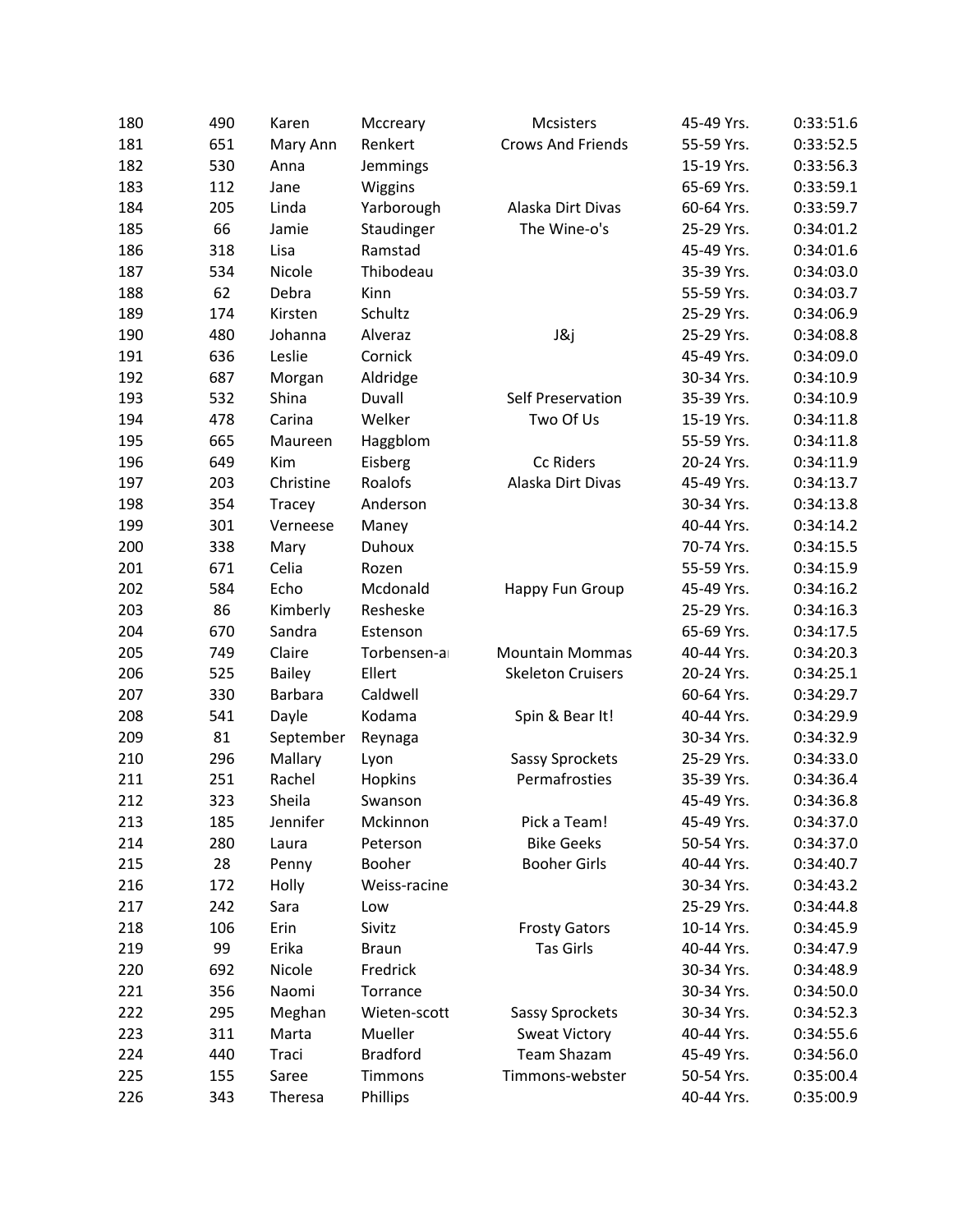| 180 | 490 | Karen | Mccreary | Mcsisters | 45-49 Yrs. | 0:33:51.6 |
|---|---|---|---|---|---|---|
| 181 | 651 | Mary Ann | Renkert | Crows And Friends | 55-59 Yrs. | 0:33:52.5 |
| 182 | 530 | Anna | Jemmings | | 15-19 Yrs. | 0:33:56.3 |
| 183 | 112 | Jane | Wiggins | | 65-69 Yrs. | 0:33:59.1 |
| 184 | 205 | Linda | Yarborough | Alaska Dirt Divas | 60-64 Yrs. | 0:33:59.7 |
| 185 | 66 | Jamie | Staudinger | The Wine-o's | 25-29 Yrs. | 0:34:01.2 |
| 186 | 318 | Lisa | Ramstad | | 45-49 Yrs. | 0:34:01.6 |
| 187 | 534 | Nicole | Thibodeau | | 35-39 Yrs. | 0:34:03.0 |
| 188 | 62 | Debra | Kinn | | 55-59 Yrs. | 0:34:03.7 |
| 189 | 174 | Kirsten | Schultz | | 25-29 Yrs. | 0:34:06.9 |
| 190 | 480 | Johanna | Alveraz | J&j | 25-29 Yrs. | 0:34:08.8 |
| 191 | 636 | Leslie | Cornick | | 45-49 Yrs. | 0:34:09.0 |
| 192 | 687 | Morgan | Aldridge | | 30-34 Yrs. | 0:34:10.9 |
| 193 | 532 | Shina | Duvall | Self Preservation | 35-39 Yrs. | 0:34:10.9 |
| 194 | 478 | Carina | Welker | Two Of Us | 15-19 Yrs. | 0:34:11.8 |
| 195 | 665 | Maureen | Haggblom | | 55-59 Yrs. | 0:34:11.8 |
| 196 | 649 | Kim | Eisberg | Cc Riders | 20-24 Yrs. | 0:34:11.9 |
| 197 | 203 | Christine | Roalofs | Alaska Dirt Divas | 45-49 Yrs. | 0:34:13.7 |
| 198 | 354 | Tracey | Anderson | | 30-34 Yrs. | 0:34:13.8 |
| 199 | 301 | Verneese | Maney | | 40-44 Yrs. | 0:34:14.2 |
| 200 | 338 | Mary | Duhoux | | 70-74 Yrs. | 0:34:15.5 |
| 201 | 671 | Celia | Rozen | | 55-59 Yrs. | 0:34:15.9 |
| 202 | 584 | Echo | Mcdonald | Happy Fun Group | 45-49 Yrs. | 0:34:16.2 |
| 203 | 86 | Kimberly | Resheske | | 25-29 Yrs. | 0:34:16.3 |
| 204 | 670 | Sandra | Estenson | | 65-69 Yrs. | 0:34:17.5 |
| 205 | 749 | Claire | Torbensen-a | Mountain Mommas | 40-44 Yrs. | 0:34:20.3 |
| 206 | 525 | Bailey | Ellert | Skeleton Cruisers | 20-24 Yrs. | 0:34:25.1 |
| 207 | 330 | Barbara | Caldwell | | 60-64 Yrs. | 0:34:29.7 |
| 208 | 541 | Dayle | Kodama | Spin & Bear It! | 40-44 Yrs. | 0:34:29.9 |
| 209 | 81 | September | Reynaga | | 30-34 Yrs. | 0:34:32.9 |
| 210 | 296 | Mallary | Lyon | Sassy Sprockets | 25-29 Yrs. | 0:34:33.0 |
| 211 | 251 | Rachel | Hopkins | Permafrosties | 35-39 Yrs. | 0:34:36.4 |
| 212 | 323 | Sheila | Swanson | | 45-49 Yrs. | 0:34:36.8 |
| 213 | 185 | Jennifer | Mckinnon | Pick a Team! | 45-49 Yrs. | 0:34:37.0 |
| 214 | 280 | Laura | Peterson | Bike Geeks | 50-54 Yrs. | 0:34:37.0 |
| 215 | 28 | Penny | Booher | Booher Girls | 40-44 Yrs. | 0:34:40.7 |
| 216 | 172 | Holly | Weiss-racine | | 30-34 Yrs. | 0:34:43.2 |
| 217 | 242 | Sara | Low | | 25-29 Yrs. | 0:34:44.8 |
| 218 | 106 | Erin | Sivitz | Frosty Gators | 10-14 Yrs. | 0:34:45.9 |
| 219 | 99 | Erika | Braun | Tas Girls | 40-44 Yrs. | 0:34:47.9 |
| 220 | 692 | Nicole | Fredrick | | 30-34 Yrs. | 0:34:48.9 |
| 221 | 356 | Naomi | Torrance | | 30-34 Yrs. | 0:34:50.0 |
| 222 | 295 | Meghan | Wieten-scott | Sassy Sprockets | 30-34 Yrs. | 0:34:52.3 |
| 223 | 311 | Marta | Mueller | Sweat Victory | 40-44 Yrs. | 0:34:55.6 |
| 224 | 440 | Traci | Bradford | Team Shazam | 45-49 Yrs. | 0:34:56.0 |
| 225 | 155 | Saree | Timmons | Timmons-webster | 50-54 Yrs. | 0:35:00.4 |
| 226 | 343 | Theresa | Phillips | | 40-44 Yrs. | 0:35:00.9 |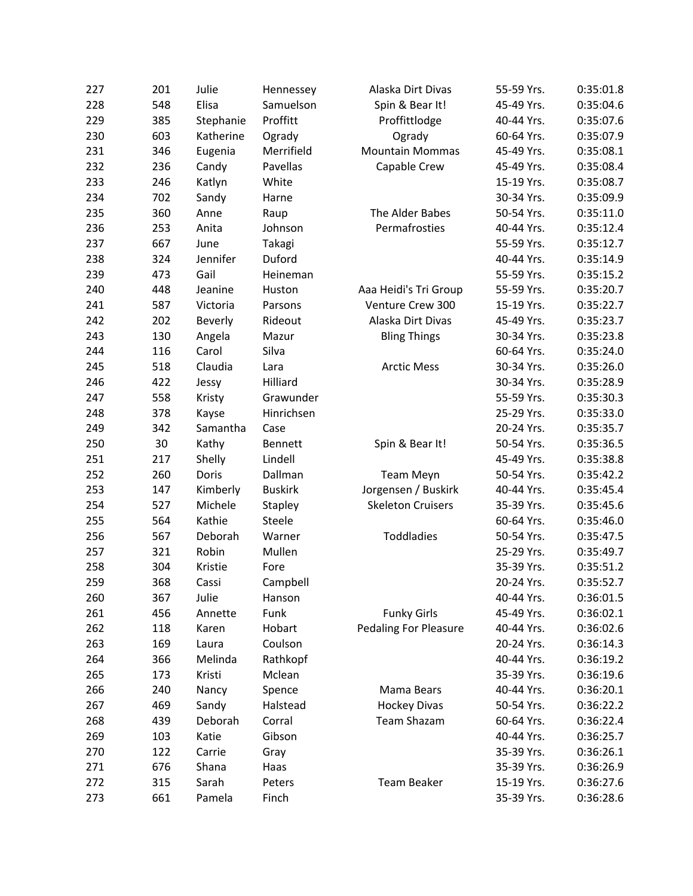| | | | | | | |
|---|---|---|---|---|---|---|
| 227 | 201 | Julie | Hennessey | Alaska Dirt Divas | 55-59 Yrs. | 0:35:01.8 |
| 228 | 548 | Elisa | Samuelson | Spin & Bear It! | 45-49 Yrs. | 0:35:04.6 |
| 229 | 385 | Stephanie | Proffitt | Proffittlodge | 40-44 Yrs. | 0:35:07.6 |
| 230 | 603 | Katherine | Ogrady | Ogrady | 60-64 Yrs. | 0:35:07.9 |
| 231 | 346 | Eugenia | Merrifield | Mountain Mommas | 45-49 Yrs. | 0:35:08.1 |
| 232 | 236 | Candy | Pavellas | Capable Crew | 45-49 Yrs. | 0:35:08.4 |
| 233 | 246 | Katlyn | White | | 15-19 Yrs. | 0:35:08.7 |
| 234 | 702 | Sandy | Harne | | 30-34 Yrs. | 0:35:09.9 |
| 235 | 360 | Anne | Raup | The Alder Babes | 50-54 Yrs. | 0:35:11.0 |
| 236 | 253 | Anita | Johnson | Permafrosties | 40-44 Yrs. | 0:35:12.4 |
| 237 | 667 | June | Takagi | | 55-59 Yrs. | 0:35:12.7 |
| 238 | 324 | Jennifer | Duford | | 40-44 Yrs. | 0:35:14.9 |
| 239 | 473 | Gail | Heineman | | 55-59 Yrs. | 0:35:15.2 |
| 240 | 448 | Jeanine | Huston | Aaa Heidi's Tri Group | 55-59 Yrs. | 0:35:20.7 |
| 241 | 587 | Victoria | Parsons | Venture Crew 300 | 15-19 Yrs. | 0:35:22.7 |
| 242 | 202 | Beverly | Rideout | Alaska Dirt Divas | 45-49 Yrs. | 0:35:23.7 |
| 243 | 130 | Angela | Mazur | Bling Things | 30-34 Yrs. | 0:35:23.8 |
| 244 | 116 | Carol | Silva | | 60-64 Yrs. | 0:35:24.0 |
| 245 | 518 | Claudia | Lara | Arctic Mess | 30-34 Yrs. | 0:35:26.0 |
| 246 | 422 | Jessy | Hilliard | | 30-34 Yrs. | 0:35:28.9 |
| 247 | 558 | Kristy | Grawunder | | 55-59 Yrs. | 0:35:30.3 |
| 248 | 378 | Kayse | Hinrichsen | | 25-29 Yrs. | 0:35:33.0 |
| 249 | 342 | Samantha | Case | | 20-24 Yrs. | 0:35:35.7 |
| 250 | 30 | Kathy | Bennett | Spin & Bear It! | 50-54 Yrs. | 0:35:36.5 |
| 251 | 217 | Shelly | Lindell | | 45-49 Yrs. | 0:35:38.8 |
| 252 | 260 | Doris | Dallman | Team Meyn | 50-54 Yrs. | 0:35:42.2 |
| 253 | 147 | Kimberly | Buskirk | Jorgensen / Buskirk | 40-44 Yrs. | 0:35:45.4 |
| 254 | 527 | Michele | Stapley | Skeleton Cruisers | 35-39 Yrs. | 0:35:45.6 |
| 255 | 564 | Kathie | Steele | | 60-64 Yrs. | 0:35:46.0 |
| 256 | 567 | Deborah | Warner | Toddladies | 50-54 Yrs. | 0:35:47.5 |
| 257 | 321 | Robin | Mullen | | 25-29 Yrs. | 0:35:49.7 |
| 258 | 304 | Kristie | Fore | | 35-39 Yrs. | 0:35:51.2 |
| 259 | 368 | Cassi | Campbell | | 20-24 Yrs. | 0:35:52.7 |
| 260 | 367 | Julie | Hanson | | 40-44 Yrs. | 0:36:01.5 |
| 261 | 456 | Annette | Funk | Funky Girls | 45-49 Yrs. | 0:36:02.1 |
| 262 | 118 | Karen | Hobart | Pedaling For Pleasure | 40-44 Yrs. | 0:36:02.6 |
| 263 | 169 | Laura | Coulson | | 20-24 Yrs. | 0:36:14.3 |
| 264 | 366 | Melinda | Rathkopf | | 40-44 Yrs. | 0:36:19.2 |
| 265 | 173 | Kristi | Mclean | | 35-39 Yrs. | 0:36:19.6 |
| 266 | 240 | Nancy | Spence | Mama Bears | 40-44 Yrs. | 0:36:20.1 |
| 267 | 469 | Sandy | Halstead | Hockey Divas | 50-54 Yrs. | 0:36:22.2 |
| 268 | 439 | Deborah | Corral | Team Shazam | 60-64 Yrs. | 0:36:22.4 |
| 269 | 103 | Katie | Gibson | | 40-44 Yrs. | 0:36:25.7 |
| 270 | 122 | Carrie | Gray | | 35-39 Yrs. | 0:36:26.1 |
| 271 | 676 | Shana | Haas | | 35-39 Yrs. | 0:36:26.9 |
| 272 | 315 | Sarah | Peters | Team Beaker | 15-19 Yrs. | 0:36:27.6 |
| 273 | 661 | Pamela | Finch | | 35-39 Yrs. | 0:36:28.6 |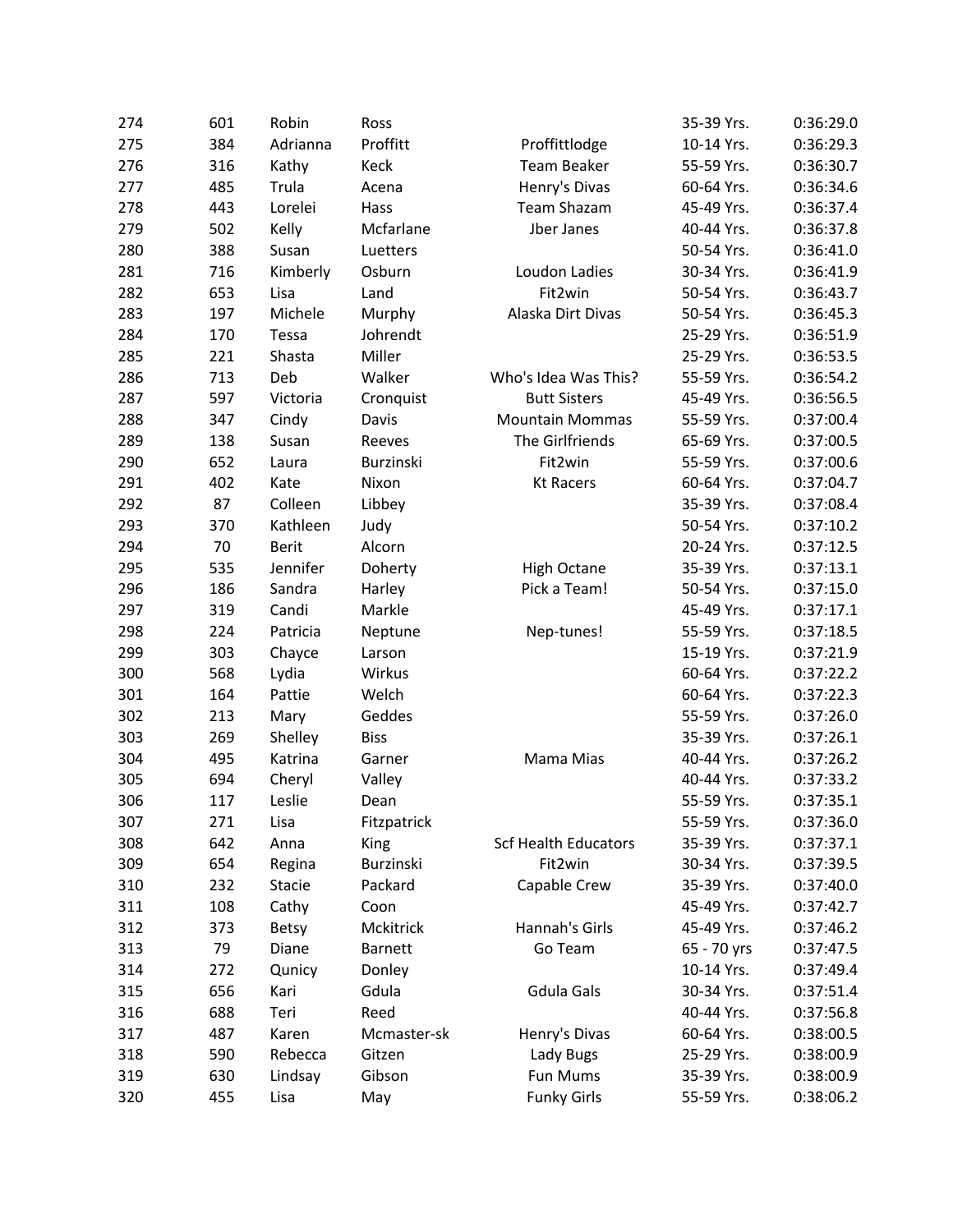| | | | | | | |
|---|---|---|---|---|---|---|
| 274 | 601 | Robin | Ross | | 35-39 Yrs. | 0:36:29.0 |
| 275 | 384 | Adrianna | Proffitt | Proffittlodge | 10-14 Yrs. | 0:36:29.3 |
| 276 | 316 | Kathy | Keck | Team Beaker | 55-59 Yrs. | 0:36:30.7 |
| 277 | 485 | Trula | Acena | Henry's Divas | 60-64 Yrs. | 0:36:34.6 |
| 278 | 443 | Lorelei | Hass | Team Shazam | 45-49 Yrs. | 0:36:37.4 |
| 279 | 502 | Kelly | Mcfarlane | Jber Janes | 40-44 Yrs. | 0:36:37.8 |
| 280 | 388 | Susan | Luetters | | 50-54 Yrs. | 0:36:41.0 |
| 281 | 716 | Kimberly | Osburn | Loudon Ladies | 30-34 Yrs. | 0:36:41.9 |
| 282 | 653 | Lisa | Land | Fit2win | 50-54 Yrs. | 0:36:43.7 |
| 283 | 197 | Michele | Murphy | Alaska Dirt Divas | 50-54 Yrs. | 0:36:45.3 |
| 284 | 170 | Tessa | Johrendt | | 25-29 Yrs. | 0:36:51.9 |
| 285 | 221 | Shasta | Miller | | 25-29 Yrs. | 0:36:53.5 |
| 286 | 713 | Deb | Walker | Who's Idea Was This? | 55-59 Yrs. | 0:36:54.2 |
| 287 | 597 | Victoria | Cronquist | Butt Sisters | 45-49 Yrs. | 0:36:56.5 |
| 288 | 347 | Cindy | Davis | Mountain Mommas | 55-59 Yrs. | 0:37:00.4 |
| 289 | 138 | Susan | Reeves | The Girlfriends | 65-69 Yrs. | 0:37:00.5 |
| 290 | 652 | Laura | Burzinski | Fit2win | 55-59 Yrs. | 0:37:00.6 |
| 291 | 402 | Kate | Nixon | Kt Racers | 60-64 Yrs. | 0:37:04.7 |
| 292 | 87 | Colleen | Libbey | | 35-39 Yrs. | 0:37:08.4 |
| 293 | 370 | Kathleen | Judy | | 50-54 Yrs. | 0:37:10.2 |
| 294 | 70 | Berit | Alcorn | | 20-24 Yrs. | 0:37:12.5 |
| 295 | 535 | Jennifer | Doherty | High Octane | 35-39 Yrs. | 0:37:13.1 |
| 296 | 186 | Sandra | Harley | Pick a Team! | 50-54 Yrs. | 0:37:15.0 |
| 297 | 319 | Candi | Markle | | 45-49 Yrs. | 0:37:17.1 |
| 298 | 224 | Patricia | Neptune | Nep-tunes! | 55-59 Yrs. | 0:37:18.5 |
| 299 | 303 | Chayce | Larson | | 15-19 Yrs. | 0:37:21.9 |
| 300 | 568 | Lydia | Wirkus | | 60-64 Yrs. | 0:37:22.2 |
| 301 | 164 | Pattie | Welch | | 60-64 Yrs. | 0:37:22.3 |
| 302 | 213 | Mary | Geddes | | 55-59 Yrs. | 0:37:26.0 |
| 303 | 269 | Shelley | Biss | | 35-39 Yrs. | 0:37:26.1 |
| 304 | 495 | Katrina | Garner | Mama Mias | 40-44 Yrs. | 0:37:26.2 |
| 305 | 694 | Cheryl | Valley | | 40-44 Yrs. | 0:37:33.2 |
| 306 | 117 | Leslie | Dean | | 55-59 Yrs. | 0:37:35.1 |
| 307 | 271 | Lisa | Fitzpatrick | | 55-59 Yrs. | 0:37:36.0 |
| 308 | 642 | Anna | King | Scf Health Educators | 35-39 Yrs. | 0:37:37.1 |
| 309 | 654 | Regina | Burzinski | Fit2win | 30-34 Yrs. | 0:37:39.5 |
| 310 | 232 | Stacie | Packard | Capable Crew | 35-39 Yrs. | 0:37:40.0 |
| 311 | 108 | Cathy | Coon | | 45-49 Yrs. | 0:37:42.7 |
| 312 | 373 | Betsy | Mckitrick | Hannah's Girls | 45-49 Yrs. | 0:37:46.2 |
| 313 | 79 | Diane | Barnett | Go Team | 65 - 70 yrs | 0:37:47.5 |
| 314 | 272 | Qunicy | Donley | | 10-14 Yrs. | 0:37:49.4 |
| 315 | 656 | Kari | Gdula | Gdula Gals | 30-34 Yrs. | 0:37:51.4 |
| 316 | 688 | Teri | Reed | | 40-44 Yrs. | 0:37:56.8 |
| 317 | 487 | Karen | Mcmaster-sk | Henry's Divas | 60-64 Yrs. | 0:38:00.5 |
| 318 | 590 | Rebecca | Gitzen | Lady Bugs | 25-29 Yrs. | 0:38:00.9 |
| 319 | 630 | Lindsay | Gibson | Fun Mums | 35-39 Yrs. | 0:38:00.9 |
| 320 | 455 | Lisa | May | Funky Girls | 55-59 Yrs. | 0:38:06.2 |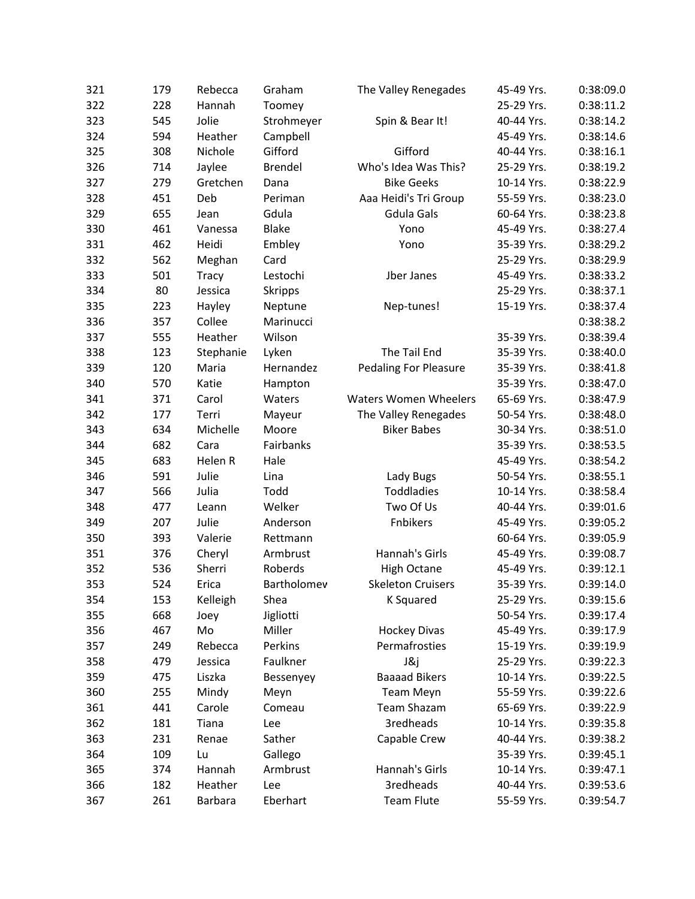| | | | | | | |
|---|---|---|---|---|---|---|
| 321 | 179 | Rebecca | Graham | The Valley Renegades | 45-49 Yrs. | 0:38:09.0 |
| 322 | 228 | Hannah | Toomey | | 25-29 Yrs. | 0:38:11.2 |
| 323 | 545 | Jolie | Strohmeyer | Spin & Bear It! | 40-44 Yrs. | 0:38:14.2 |
| 324 | 594 | Heather | Campbell | | 45-49 Yrs. | 0:38:14.6 |
| 325 | 308 | Nichole | Gifford | Gifford | 40-44 Yrs. | 0:38:16.1 |
| 326 | 714 | Jaylee | Brendel | Who's Idea Was This? | 25-29 Yrs. | 0:38:19.2 |
| 327 | 279 | Gretchen | Dana | Bike Geeks | 10-14 Yrs. | 0:38:22.9 |
| 328 | 451 | Deb | Periman | Aaa Heidi's Tri Group | 55-59 Yrs. | 0:38:23.0 |
| 329 | 655 | Jean | Gdula | Gdula Gals | 60-64 Yrs. | 0:38:23.8 |
| 330 | 461 | Vanessa | Blake | Yono | 45-49 Yrs. | 0:38:27.4 |
| 331 | 462 | Heidi | Embley | Yono | 35-39 Yrs. | 0:38:29.2 |
| 332 | 562 | Meghan | Card | | 25-29 Yrs. | 0:38:29.9 |
| 333 | 501 | Tracy | Lestochi | Jber Janes | 45-49 Yrs. | 0:38:33.2 |
| 334 | 80 | Jessica | Skripps | | 25-29 Yrs. | 0:38:37.1 |
| 335 | 223 | Hayley | Neptune | Nep-tunes! | 15-19 Yrs. | 0:38:37.4 |
| 336 | 357 | Collee | Marinucci | | | 0:38:38.2 |
| 337 | 555 | Heather | Wilson | | 35-39 Yrs. | 0:38:39.4 |
| 338 | 123 | Stephanie | Lyken | The Tail End | 35-39 Yrs. | 0:38:40.0 |
| 339 | 120 | Maria | Hernandez | Pedaling For Pleasure | 35-39 Yrs. | 0:38:41.8 |
| 340 | 570 | Katie | Hampton | | 35-39 Yrs. | 0:38:47.0 |
| 341 | 371 | Carol | Waters | Waters Women Wheelers | 65-69 Yrs. | 0:38:47.9 |
| 342 | 177 | Terri | Mayeur | The Valley Renegades | 50-54 Yrs. | 0:38:48.0 |
| 343 | 634 | Michelle | Moore | Biker Babes | 30-34 Yrs. | 0:38:51.0 |
| 344 | 682 | Cara | Fairbanks | | 35-39 Yrs. | 0:38:53.5 |
| 345 | 683 | Helen R | Hale | | 45-49 Yrs. | 0:38:54.2 |
| 346 | 591 | Julie | Lina | Lady Bugs | 50-54 Yrs. | 0:38:55.1 |
| 347 | 566 | Julia | Todd | Toddladies | 10-14 Yrs. | 0:38:58.4 |
| 348 | 477 | Leann | Welker | Two Of Us | 40-44 Yrs. | 0:39:01.6 |
| 349 | 207 | Julie | Anderson | Fnbikers | 45-49 Yrs. | 0:39:05.2 |
| 350 | 393 | Valerie | Rettmann | | 60-64 Yrs. | 0:39:05.9 |
| 351 | 376 | Cheryl | Armbrust | Hannah's Girls | 45-49 Yrs. | 0:39:08.7 |
| 352 | 536 | Sherri | Roberds | High Octane | 45-49 Yrs. | 0:39:12.1 |
| 353 | 524 | Erica | Bartholomev | Skeleton Cruisers | 35-39 Yrs. | 0:39:14.0 |
| 354 | 153 | Kelleigh | Shea | K Squared | 25-29 Yrs. | 0:39:15.6 |
| 355 | 668 | Joey | Jigliotti | | 50-54 Yrs. | 0:39:17.4 |
| 356 | 467 | Mo | Miller | Hockey Divas | 45-49 Yrs. | 0:39:17.9 |
| 357 | 249 | Rebecca | Perkins | Permafrosties | 15-19 Yrs. | 0:39:19.9 |
| 358 | 479 | Jessica | Faulkner | J&j | 25-29 Yrs. | 0:39:22.3 |
| 359 | 475 | Liszka | Bessenyey | Baaaad Bikers | 10-14 Yrs. | 0:39:22.5 |
| 360 | 255 | Mindy | Meyn | Team Meyn | 55-59 Yrs. | 0:39:22.6 |
| 361 | 441 | Carole | Comeau | Team Shazam | 65-69 Yrs. | 0:39:22.9 |
| 362 | 181 | Tiana | Lee | 3redheads | 10-14 Yrs. | 0:39:35.8 |
| 363 | 231 | Renae | Sather | Capable Crew | 40-44 Yrs. | 0:39:38.2 |
| 364 | 109 | Lu | Gallego | | 35-39 Yrs. | 0:39:45.1 |
| 365 | 374 | Hannah | Armbrust | Hannah's Girls | 10-14 Yrs. | 0:39:47.1 |
| 366 | 182 | Heather | Lee | 3redheads | 40-44 Yrs. | 0:39:53.6 |
| 367 | 261 | Barbara | Eberhart | Team Flute | 55-59 Yrs. | 0:39:54.7 |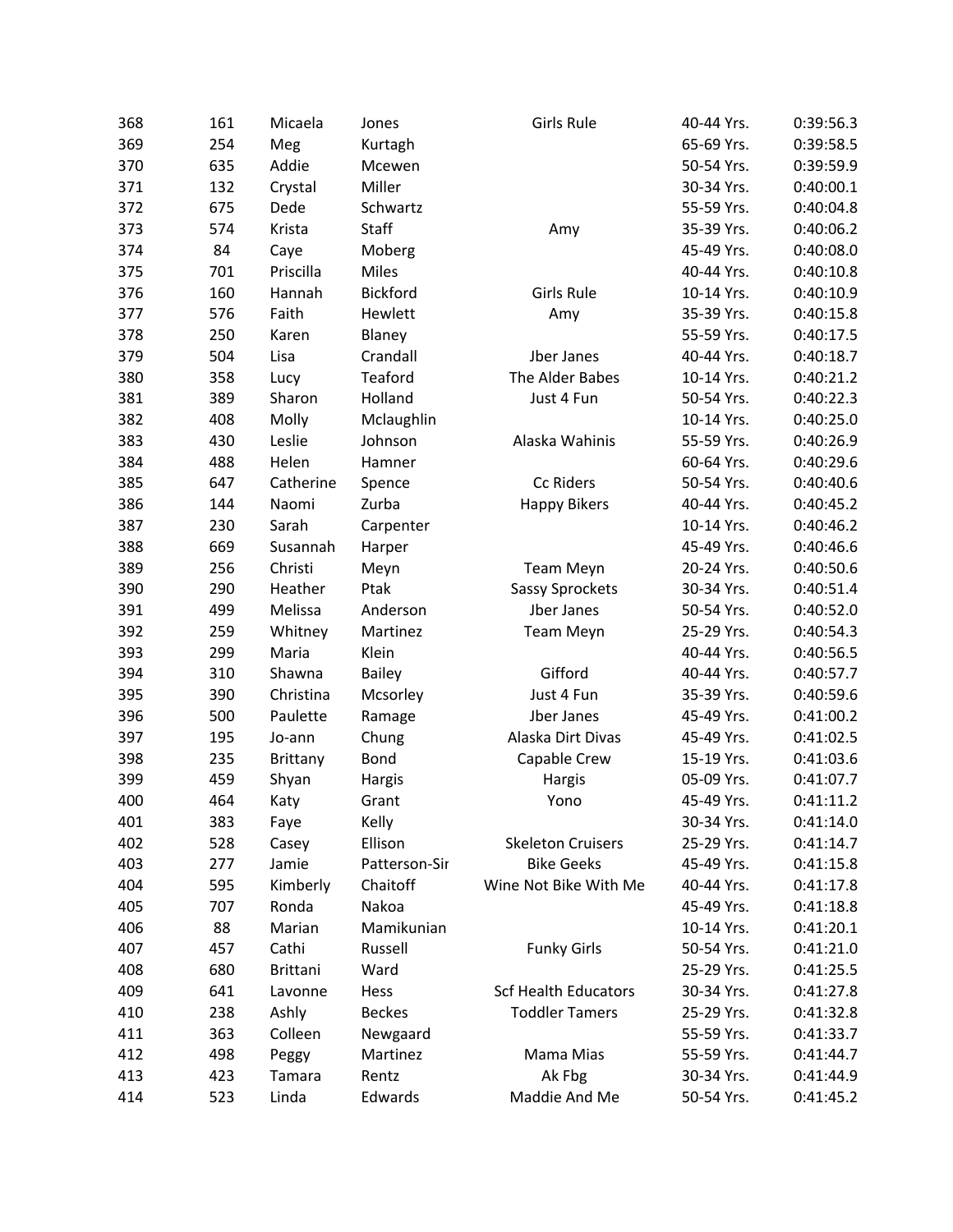| | | | | | | |
|---|---|---|---|---|---|---|
| 368 | 161 | Micaela | Jones | Girls Rule | 40-44 Yrs. | 0:39:56.3 |
| 369 | 254 | Meg | Kurtagh | | 65-69 Yrs. | 0:39:58.5 |
| 370 | 635 | Addie | Mcewen | | 50-54 Yrs. | 0:39:59.9 |
| 371 | 132 | Crystal | Miller | | 30-34 Yrs. | 0:40:00.1 |
| 372 | 675 | Dede | Schwartz | | 55-59 Yrs. | 0:40:04.8 |
| 373 | 574 | Krista | Staff | Amy | 35-39 Yrs. | 0:40:06.2 |
| 374 | 84 | Caye | Moberg | | 45-49 Yrs. | 0:40:08.0 |
| 375 | 701 | Priscilla | Miles | | 40-44 Yrs. | 0:40:10.8 |
| 376 | 160 | Hannah | Bickford | Girls Rule | 10-14 Yrs. | 0:40:10.9 |
| 377 | 576 | Faith | Hewlett | Amy | 35-39 Yrs. | 0:40:15.8 |
| 378 | 250 | Karen | Blaney | | 55-59 Yrs. | 0:40:17.5 |
| 379 | 504 | Lisa | Crandall | Jber Janes | 40-44 Yrs. | 0:40:18.7 |
| 380 | 358 | Lucy | Teaford | The Alder Babes | 10-14 Yrs. | 0:40:21.2 |
| 381 | 389 | Sharon | Holland | Just 4 Fun | 50-54 Yrs. | 0:40:22.3 |
| 382 | 408 | Molly | Mclaughlin | | 10-14 Yrs. | 0:40:25.0 |
| 383 | 430 | Leslie | Johnson | Alaska Wahinis | 55-59 Yrs. | 0:40:26.9 |
| 384 | 488 | Helen | Hamner | | 60-64 Yrs. | 0:40:29.6 |
| 385 | 647 | Catherine | Spence | Cc Riders | 50-54 Yrs. | 0:40:40.6 |
| 386 | 144 | Naomi | Zurba | Happy Bikers | 40-44 Yrs. | 0:40:45.2 |
| 387 | 230 | Sarah | Carpenter | | 10-14 Yrs. | 0:40:46.2 |
| 388 | 669 | Susannah | Harper | | 45-49 Yrs. | 0:40:46.6 |
| 389 | 256 | Christi | Meyn | Team Meyn | 20-24 Yrs. | 0:40:50.6 |
| 390 | 290 | Heather | Ptak | Sassy Sprockets | 30-34 Yrs. | 0:40:51.4 |
| 391 | 499 | Melissa | Anderson | Jber Janes | 50-54 Yrs. | 0:40:52.0 |
| 392 | 259 | Whitney | Martinez | Team Meyn | 25-29 Yrs. | 0:40:54.3 |
| 393 | 299 | Maria | Klein | | 40-44 Yrs. | 0:40:56.5 |
| 394 | 310 | Shawna | Bailey | Gifford | 40-44 Yrs. | 0:40:57.7 |
| 395 | 390 | Christina | Mcsorley | Just 4 Fun | 35-39 Yrs. | 0:40:59.6 |
| 396 | 500 | Paulette | Ramage | Jber Janes | 45-49 Yrs. | 0:41:00.2 |
| 397 | 195 | Jo-ann | Chung | Alaska Dirt Divas | 45-49 Yrs. | 0:41:02.5 |
| 398 | 235 | Brittany | Bond | Capable Crew | 15-19 Yrs. | 0:41:03.6 |
| 399 | 459 | Shyan | Hargis | Hargis | 05-09 Yrs. | 0:41:07.7 |
| 400 | 464 | Katy | Grant | Yono | 45-49 Yrs. | 0:41:11.2 |
| 401 | 383 | Faye | Kelly | | 30-34 Yrs. | 0:41:14.0 |
| 402 | 528 | Casey | Ellison | Skeleton Cruisers | 25-29 Yrs. | 0:41:14.7 |
| 403 | 277 | Jamie | Patterson-Sir | Bike Geeks | 45-49 Yrs. | 0:41:15.8 |
| 404 | 595 | Kimberly | Chaitoff | Wine Not Bike With Me | 40-44 Yrs. | 0:41:17.8 |
| 405 | 707 | Ronda | Nakoa | | 45-49 Yrs. | 0:41:18.8 |
| 406 | 88 | Marian | Mamikunian | | 10-14 Yrs. | 0:41:20.1 |
| 407 | 457 | Cathi | Russell | Funky Girls | 50-54 Yrs. | 0:41:21.0 |
| 408 | 680 | Brittani | Ward | | 25-29 Yrs. | 0:41:25.5 |
| 409 | 641 | Lavonne | Hess | Scf Health Educators | 30-34 Yrs. | 0:41:27.8 |
| 410 | 238 | Ashly | Beckes | Toddler Tamers | 25-29 Yrs. | 0:41:32.8 |
| 411 | 363 | Colleen | Newgaard | | 55-59 Yrs. | 0:41:33.7 |
| 412 | 498 | Peggy | Martinez | Mama Mias | 55-59 Yrs. | 0:41:44.7 |
| 413 | 423 | Tamara | Rentz | Ak Fbg | 30-34 Yrs. | 0:41:44.9 |
| 414 | 523 | Linda | Edwards | Maddie And Me | 50-54 Yrs. | 0:41:45.2 |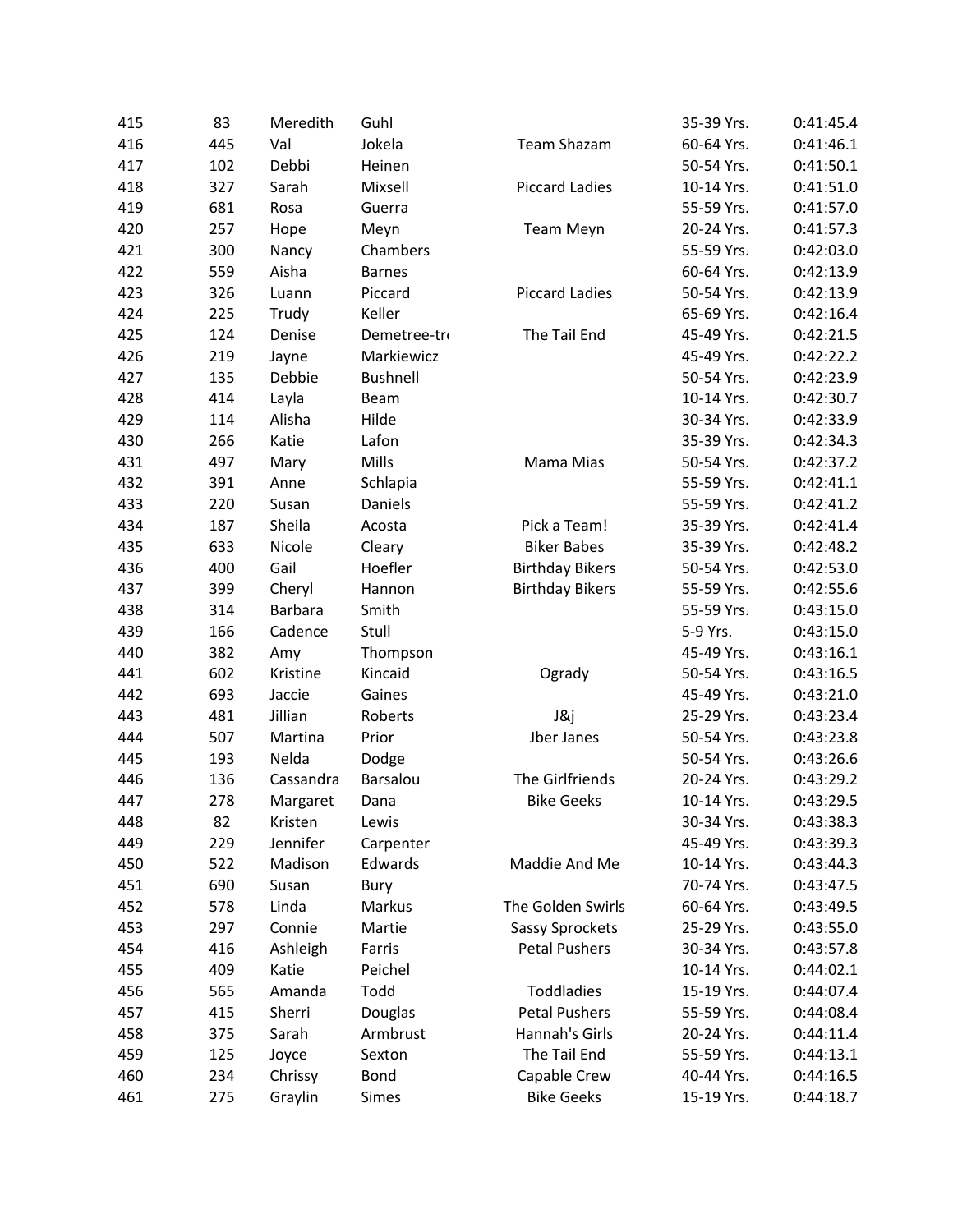| | | | | | | |
|---|---|---|---|---|---|---|
| 415 | 83 | Meredith | Guhl | | 35-39 Yrs. | 0:41:45.4 |
| 416 | 445 | Val | Jokela | Team Shazam | 60-64 Yrs. | 0:41:46.1 |
| 417 | 102 | Debbi | Heinen | | 50-54 Yrs. | 0:41:50.1 |
| 418 | 327 | Sarah | Mixsell | Piccard Ladies | 10-14 Yrs. | 0:41:51.0 |
| 419 | 681 | Rosa | Guerra | | 55-59 Yrs. | 0:41:57.0 |
| 420 | 257 | Hope | Meyn | Team Meyn | 20-24 Yrs. | 0:41:57.3 |
| 421 | 300 | Nancy | Chambers | | 55-59 Yrs. | 0:42:03.0 |
| 422 | 559 | Aisha | Barnes | | 60-64 Yrs. | 0:42:13.9 |
| 423 | 326 | Luann | Piccard | Piccard Ladies | 50-54 Yrs. | 0:42:13.9 |
| 424 | 225 | Trudy | Keller | | 65-69 Yrs. | 0:42:16.4 |
| 425 | 124 | Denise | Demetree-tr | The Tail End | 45-49 Yrs. | 0:42:21.5 |
| 426 | 219 | Jayne | Markiewicz | | 45-49 Yrs. | 0:42:22.2 |
| 427 | 135 | Debbie | Bushnell | | 50-54 Yrs. | 0:42:23.9 |
| 428 | 414 | Layla | Beam | | 10-14 Yrs. | 0:42:30.7 |
| 429 | 114 | Alisha | Hilde | | 30-34 Yrs. | 0:42:33.9 |
| 430 | 266 | Katie | Lafon | | 35-39 Yrs. | 0:42:34.3 |
| 431 | 497 | Mary | Mills | Mama Mias | 50-54 Yrs. | 0:42:37.2 |
| 432 | 391 | Anne | Schlapia | | 55-59 Yrs. | 0:42:41.1 |
| 433 | 220 | Susan | Daniels | | 55-59 Yrs. | 0:42:41.2 |
| 434 | 187 | Sheila | Acosta | Pick a Team! | 35-39 Yrs. | 0:42:41.4 |
| 435 | 633 | Nicole | Cleary | Biker Babes | 35-39 Yrs. | 0:42:48.2 |
| 436 | 400 | Gail | Hoefler | Birthday Bikers | 50-54 Yrs. | 0:42:53.0 |
| 437 | 399 | Cheryl | Hannon | Birthday Bikers | 55-59 Yrs. | 0:42:55.6 |
| 438 | 314 | Barbara | Smith | | 55-59 Yrs. | 0:43:15.0 |
| 439 | 166 | Cadence | Stull | | 5-9 Yrs. | 0:43:15.0 |
| 440 | 382 | Amy | Thompson | | 45-49 Yrs. | 0:43:16.1 |
| 441 | 602 | Kristine | Kincaid | Ogrady | 50-54 Yrs. | 0:43:16.5 |
| 442 | 693 | Jaccie | Gaines | | 45-49 Yrs. | 0:43:21.0 |
| 443 | 481 | Jillian | Roberts | J&j | 25-29 Yrs. | 0:43:23.4 |
| 444 | 507 | Martina | Prior | Jber Janes | 50-54 Yrs. | 0:43:23.8 |
| 445 | 193 | Nelda | Dodge | | 50-54 Yrs. | 0:43:26.6 |
| 446 | 136 | Cassandra | Barsalou | The Girlfriends | 20-24 Yrs. | 0:43:29.2 |
| 447 | 278 | Margaret | Dana | Bike Geeks | 10-14 Yrs. | 0:43:29.5 |
| 448 | 82 | Kristen | Lewis | | 30-34 Yrs. | 0:43:38.3 |
| 449 | 229 | Jennifer | Carpenter | | 45-49 Yrs. | 0:43:39.3 |
| 450 | 522 | Madison | Edwards | Maddie And Me | 10-14 Yrs. | 0:43:44.3 |
| 451 | 690 | Susan | Bury | | 70-74 Yrs. | 0:43:47.5 |
| 452 | 578 | Linda | Markus | The Golden Swirls | 60-64 Yrs. | 0:43:49.5 |
| 453 | 297 | Connie | Martie | Sassy Sprockets | 25-29 Yrs. | 0:43:55.0 |
| 454 | 416 | Ashleigh | Farris | Petal Pushers | 30-34 Yrs. | 0:43:57.8 |
| 455 | 409 | Katie | Peichel | | 10-14 Yrs. | 0:44:02.1 |
| 456 | 565 | Amanda | Todd | Toddladies | 15-19 Yrs. | 0:44:07.4 |
| 457 | 415 | Sherri | Douglas | Petal Pushers | 55-59 Yrs. | 0:44:08.4 |
| 458 | 375 | Sarah | Armbrust | Hannah's Girls | 20-24 Yrs. | 0:44:11.4 |
| 459 | 125 | Joyce | Sexton | The Tail End | 55-59 Yrs. | 0:44:13.1 |
| 460 | 234 | Chrissy | Bond | Capable Crew | 40-44 Yrs. | 0:44:16.5 |
| 461 | 275 | Graylin | Simes | Bike Geeks | 15-19 Yrs. | 0:44:18.7 |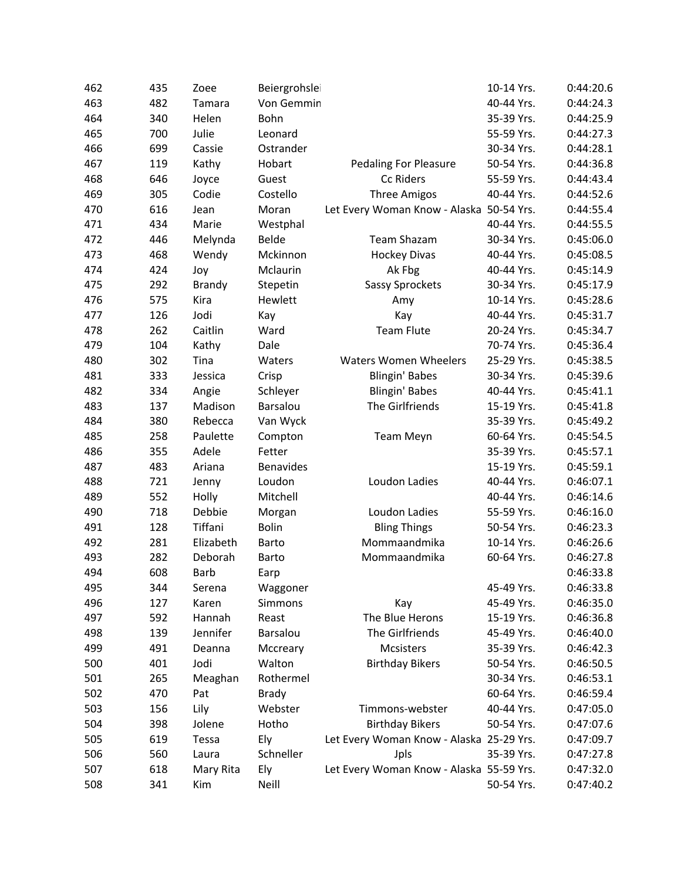| | | | | | | |
|---|---|---|---|---|---|---|
| 462 | 435 | Zoee | Beiergrohslei | | 10-14 Yrs. | 0:44:20.6 |
| 463 | 482 | Tamara | Von Gemmin | | 40-44 Yrs. | 0:44:24.3 |
| 464 | 340 | Helen | Bohn | | 35-39 Yrs. | 0:44:25.9 |
| 465 | 700 | Julie | Leonard | | 55-59 Yrs. | 0:44:27.3 |
| 466 | 699 | Cassie | Ostrander | | 30-34 Yrs. | 0:44:28.1 |
| 467 | 119 | Kathy | Hobart | Pedaling For Pleasure | 50-54 Yrs. | 0:44:36.8 |
| 468 | 646 | Joyce | Guest | Cc Riders | 55-59 Yrs. | 0:44:43.4 |
| 469 | 305 | Codie | Costello | Three Amigos | 40-44 Yrs. | 0:44:52.6 |
| 470 | 616 | Jean | Moran | Let Every Woman Know - Alaska | 50-54 Yrs. | 0:44:55.4 |
| 471 | 434 | Marie | Westphal | | 40-44 Yrs. | 0:44:55.5 |
| 472 | 446 | Melynda | Belde | Team Shazam | 30-34 Yrs. | 0:45:06.0 |
| 473 | 468 | Wendy | Mckinnon | Hockey Divas | 40-44 Yrs. | 0:45:08.5 |
| 474 | 424 | Joy | Mclaurin | Ak Fbg | 40-44 Yrs. | 0:45:14.9 |
| 475 | 292 | Brandy | Stepetin | Sassy Sprockets | 30-34 Yrs. | 0:45:17.9 |
| 476 | 575 | Kira | Hewlett | Amy | 10-14 Yrs. | 0:45:28.6 |
| 477 | 126 | Jodi | Kay | Kay | 40-44 Yrs. | 0:45:31.7 |
| 478 | 262 | Caitlin | Ward | Team Flute | 20-24 Yrs. | 0:45:34.7 |
| 479 | 104 | Kathy | Dale | | 70-74 Yrs. | 0:45:36.4 |
| 480 | 302 | Tina | Waters | Waters Women Wheelers | 25-29 Yrs. | 0:45:38.5 |
| 481 | 333 | Jessica | Crisp | Blingin' Babes | 30-34 Yrs. | 0:45:39.6 |
| 482 | 334 | Angie | Schleyer | Blingin' Babes | 40-44 Yrs. | 0:45:41.1 |
| 483 | 137 | Madison | Barsalou | The Girlfriends | 15-19 Yrs. | 0:45:41.8 |
| 484 | 380 | Rebecca | Van Wyck | | 35-39 Yrs. | 0:45:49.2 |
| 485 | 258 | Paulette | Compton | Team Meyn | 60-64 Yrs. | 0:45:54.5 |
| 486 | 355 | Adele | Fetter | | 35-39 Yrs. | 0:45:57.1 |
| 487 | 483 | Ariana | Benavides | | 15-19 Yrs. | 0:45:59.1 |
| 488 | 721 | Jenny | Loudon | Loudon Ladies | 40-44 Yrs. | 0:46:07.1 |
| 489 | 552 | Holly | Mitchell | | 40-44 Yrs. | 0:46:14.6 |
| 490 | 718 | Debbie | Morgan | Loudon Ladies | 55-59 Yrs. | 0:46:16.0 |
| 491 | 128 | Tiffani | Bolin | Bling Things | 50-54 Yrs. | 0:46:23.3 |
| 492 | 281 | Elizabeth | Barto | Mommaandmika | 10-14 Yrs. | 0:46:26.6 |
| 493 | 282 | Deborah | Barto | Mommaandmika | 60-64 Yrs. | 0:46:27.8 |
| 494 | 608 | Barb | Earp | | | 0:46:33.8 |
| 495 | 344 | Serena | Waggoner | | 45-49 Yrs. | 0:46:33.8 |
| 496 | 127 | Karen | Simmons | Kay | 45-49 Yrs. | 0:46:35.0 |
| 497 | 592 | Hannah | Reast | The Blue Herons | 15-19 Yrs. | 0:46:36.8 |
| 498 | 139 | Jennifer | Barsalou | The Girlfriends | 45-49 Yrs. | 0:46:40.0 |
| 499 | 491 | Deanna | Mccreary | Mcsisters | 35-39 Yrs. | 0:46:42.3 |
| 500 | 401 | Jodi | Walton | Birthday Bikers | 50-54 Yrs. | 0:46:50.5 |
| 501 | 265 | Meaghan | Rothermel | | 30-34 Yrs. | 0:46:53.1 |
| 502 | 470 | Pat | Brady | | 60-64 Yrs. | 0:46:59.4 |
| 503 | 156 | Lily | Webster | Timmons-webster | 40-44 Yrs. | 0:47:05.0 |
| 504 | 398 | Jolene | Hotho | Birthday Bikers | 50-54 Yrs. | 0:47:07.6 |
| 505 | 619 | Tessa | Ely | Let Every Woman Know - Alaska | 25-29 Yrs. | 0:47:09.7 |
| 506 | 560 | Laura | Schneller | Jpls | 35-39 Yrs. | 0:47:27.8 |
| 507 | 618 | Mary Rita | Ely | Let Every Woman Know - Alaska | 55-59 Yrs. | 0:47:32.0 |
| 508 | 341 | Kim | Neill | | 50-54 Yrs. | 0:47:40.2 |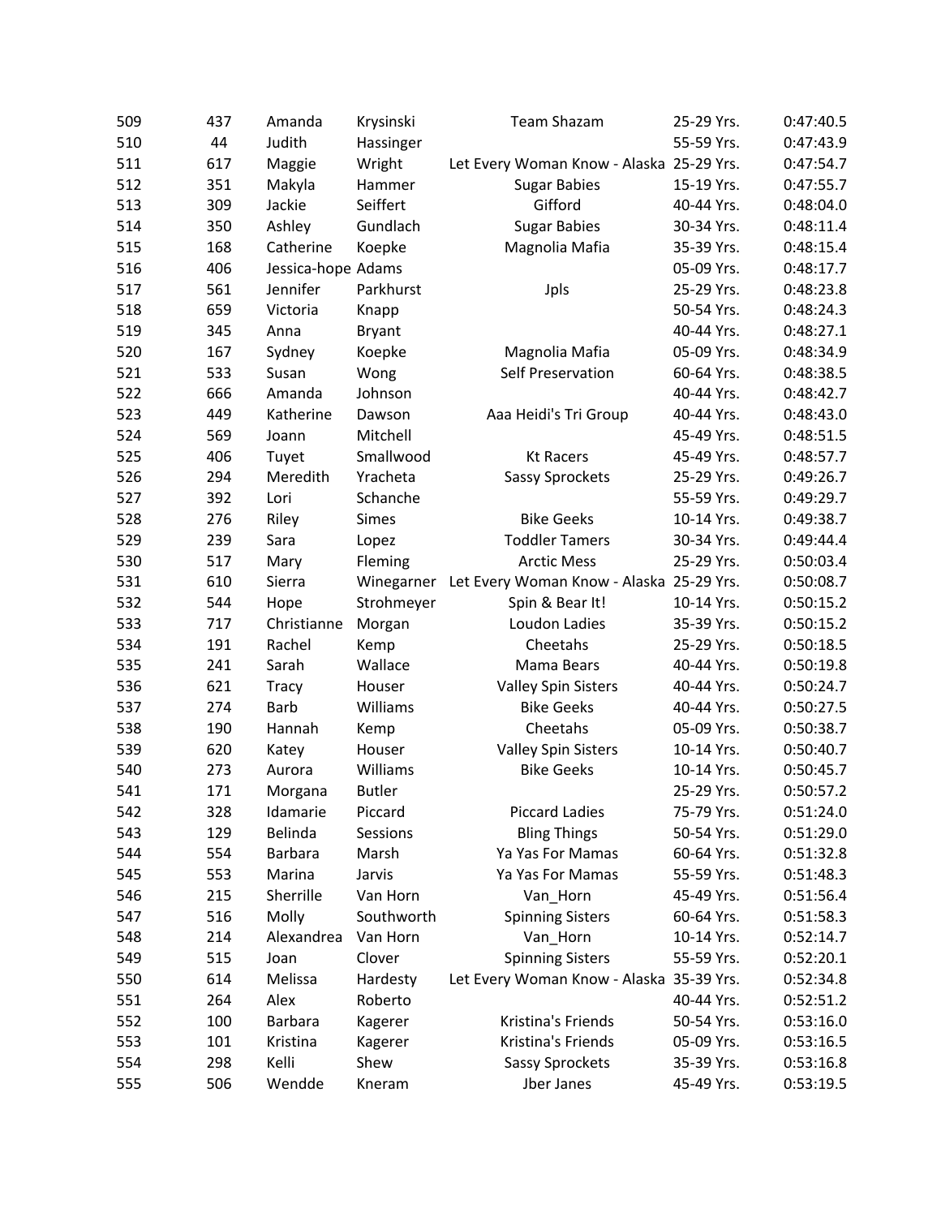| | | | | | | |
|---|---|---|---|---|---|---|
| 509 | 437 | Amanda | Krysinski | Team Shazam | 25-29 Yrs. | 0:47:40.5 |
| 510 | 44 | Judith | Hassinger | | 55-59 Yrs. | 0:47:43.9 |
| 511 | 617 | Maggie | Wright | Let Every Woman Know - Alaska | 25-29 Yrs. | 0:47:54.7 |
| 512 | 351 | Makyla | Hammer | Sugar Babies | 15-19 Yrs. | 0:47:55.7 |
| 513 | 309 | Jackie | Seiffert | Gifford | 40-44 Yrs. | 0:48:04.0 |
| 514 | 350 | Ashley | Gundlach | Sugar Babies | 30-34 Yrs. | 0:48:11.4 |
| 515 | 168 | Catherine | Koepke | Magnolia Mafia | 35-39 Yrs. | 0:48:15.4 |
| 516 | 406 | Jessica-hope | Adams | | 05-09 Yrs. | 0:48:17.7 |
| 517 | 561 | Jennifer | Parkhurst | Jpls | 25-29 Yrs. | 0:48:23.8 |
| 518 | 659 | Victoria | Knapp | | 50-54 Yrs. | 0:48:24.3 |
| 519 | 345 | Anna | Bryant | | 40-44 Yrs. | 0:48:27.1 |
| 520 | 167 | Sydney | Koepke | Magnolia Mafia | 05-09 Yrs. | 0:48:34.9 |
| 521 | 533 | Susan | Wong | Self Preservation | 60-64 Yrs. | 0:48:38.5 |
| 522 | 666 | Amanda | Johnson | | 40-44 Yrs. | 0:48:42.7 |
| 523 | 449 | Katherine | Dawson | Aaa Heidi's Tri Group | 40-44 Yrs. | 0:48:43.0 |
| 524 | 569 | Joann | Mitchell | | 45-49 Yrs. | 0:48:51.5 |
| 525 | 406 | Tuyet | Smallwood | Kt Racers | 45-49 Yrs. | 0:48:57.7 |
| 526 | 294 | Meredith | Yracheta | Sassy Sprockets | 25-29 Yrs. | 0:49:26.7 |
| 527 | 392 | Lori | Schanche | | 55-59 Yrs. | 0:49:29.7 |
| 528 | 276 | Riley | Simes | Bike Geeks | 10-14 Yrs. | 0:49:38.7 |
| 529 | 239 | Sara | Lopez | Toddler Tamers | 30-34 Yrs. | 0:49:44.4 |
| 530 | 517 | Mary | Fleming | Arctic Mess | 25-29 Yrs. | 0:50:03.4 |
| 531 | 610 | Sierra | Winegarner | Let Every Woman Know - Alaska | 25-29 Yrs. | 0:50:08.7 |
| 532 | 544 | Hope | Strohmeyer | Spin & Bear It! | 10-14 Yrs. | 0:50:15.2 |
| 533 | 717 | Christianne | Morgan | Loudon Ladies | 35-39 Yrs. | 0:50:15.2 |
| 534 | 191 | Rachel | Kemp | Cheetahs | 25-29 Yrs. | 0:50:18.5 |
| 535 | 241 | Sarah | Wallace | Mama Bears | 40-44 Yrs. | 0:50:19.8 |
| 536 | 621 | Tracy | Houser | Valley Spin Sisters | 40-44 Yrs. | 0:50:24.7 |
| 537 | 274 | Barb | Williams | Bike Geeks | 40-44 Yrs. | 0:50:27.5 |
| 538 | 190 | Hannah | Kemp | Cheetahs | 05-09 Yrs. | 0:50:38.7 |
| 539 | 620 | Katey | Houser | Valley Spin Sisters | 10-14 Yrs. | 0:50:40.7 |
| 540 | 273 | Aurora | Williams | Bike Geeks | 10-14 Yrs. | 0:50:45.7 |
| 541 | 171 | Morgana | Butler | | 25-29 Yrs. | 0:50:57.2 |
| 542 | 328 | Idamarie | Piccard | Piccard Ladies | 75-79 Yrs. | 0:51:24.0 |
| 543 | 129 | Belinda | Sessions | Bling Things | 50-54 Yrs. | 0:51:29.0 |
| 544 | 554 | Barbara | Marsh | Ya Yas For Mamas | 60-64 Yrs. | 0:51:32.8 |
| 545 | 553 | Marina | Jarvis | Ya Yas For Mamas | 55-59 Yrs. | 0:51:48.3 |
| 546 | 215 | Sherrille | Van Horn | Van_Horn | 45-49 Yrs. | 0:51:56.4 |
| 547 | 516 | Molly | Southworth | Spinning Sisters | 60-64 Yrs. | 0:51:58.3 |
| 548 | 214 | Alexandrea | Van Horn | Van_Horn | 10-14 Yrs. | 0:52:14.7 |
| 549 | 515 | Joan | Clover | Spinning Sisters | 55-59 Yrs. | 0:52:20.1 |
| 550 | 614 | Melissa | Hardesty | Let Every Woman Know - Alaska | 35-39 Yrs. | 0:52:34.8 |
| 551 | 264 | Alex | Roberto | | 40-44 Yrs. | 0:52:51.2 |
| 552 | 100 | Barbara | Kagerer | Kristina's Friends | 50-54 Yrs. | 0:53:16.0 |
| 553 | 101 | Kristina | Kagerer | Kristina's Friends | 05-09 Yrs. | 0:53:16.5 |
| 554 | 298 | Kelli | Shew | Sassy Sprockets | 35-39 Yrs. | 0:53:16.8 |
| 555 | 506 | Wendde | Kneram | Jber Janes | 45-49 Yrs. | 0:53:19.5 |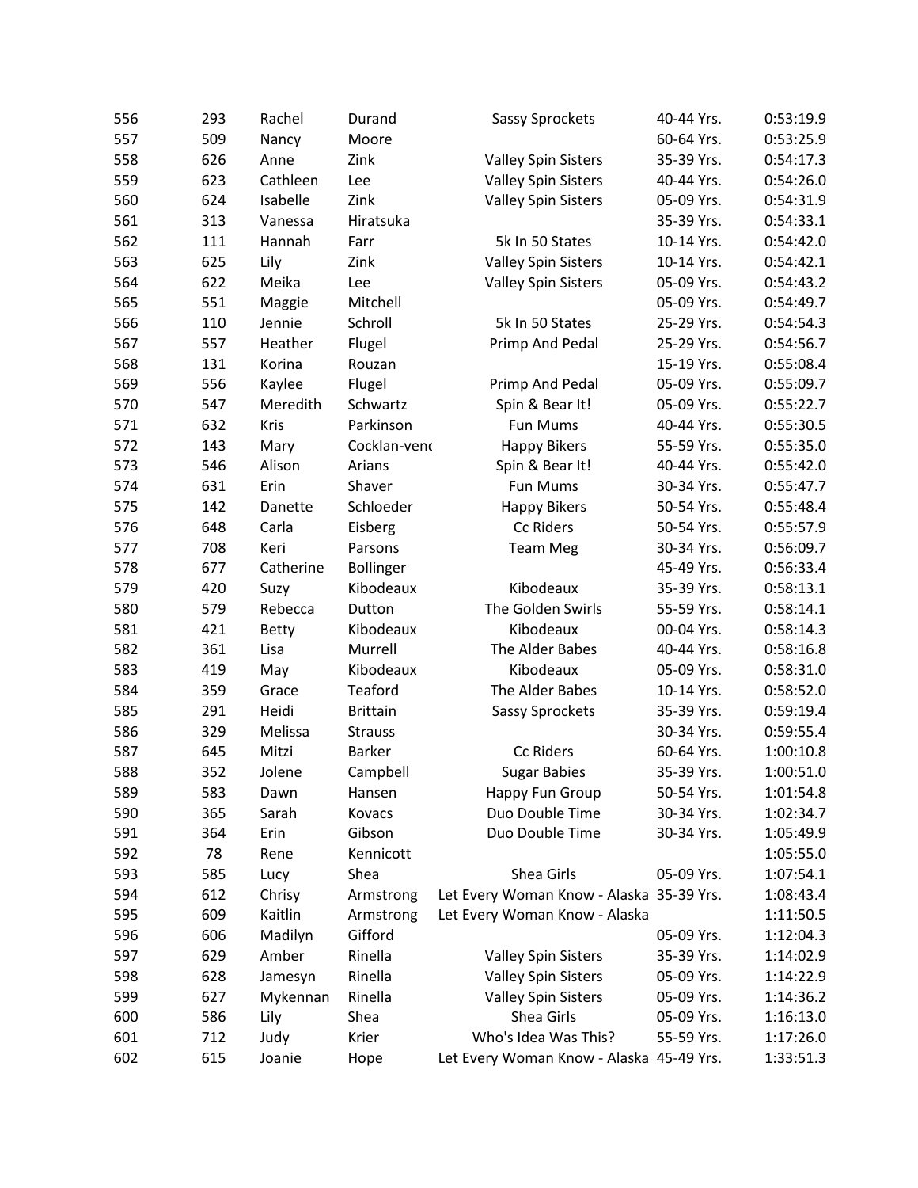| | | | | | | |
|---|---|---|---|---|---|---|
| 556 | 293 | Rachel | Durand | Sassy Sprockets | 40-44 Yrs. | 0:53:19.9 |
| 557 | 509 | Nancy | Moore | | 60-64 Yrs. | 0:53:25.9 |
| 558 | 626 | Anne | Zink | Valley Spin Sisters | 35-39 Yrs. | 0:54:17.3 |
| 559 | 623 | Cathleen | Lee | Valley Spin Sisters | 40-44 Yrs. | 0:54:26.0 |
| 560 | 624 | Isabelle | Zink | Valley Spin Sisters | 05-09 Yrs. | 0:54:31.9 |
| 561 | 313 | Vanessa | Hiratsuka | | 35-39 Yrs. | 0:54:33.1 |
| 562 | 111 | Hannah | Farr | 5k In 50 States | 10-14 Yrs. | 0:54:42.0 |
| 563 | 625 | Lily | Zink | Valley Spin Sisters | 10-14 Yrs. | 0:54:42.1 |
| 564 | 622 | Meika | Lee | Valley Spin Sisters | 05-09 Yrs. | 0:54:43.2 |
| 565 | 551 | Maggie | Mitchell | | 05-09 Yrs. | 0:54:49.7 |
| 566 | 110 | Jennie | Schroll | 5k In 50 States | 25-29 Yrs. | 0:54:54.3 |
| 567 | 557 | Heather | Flugel | Primp And Pedal | 25-29 Yrs. | 0:54:56.7 |
| 568 | 131 | Korina | Rouzan | | 15-19 Yrs. | 0:55:08.4 |
| 569 | 556 | Kaylee | Flugel | Primp And Pedal | 05-09 Yrs. | 0:55:09.7 |
| 570 | 547 | Meredith | Schwartz | Spin & Bear It! | 05-09 Yrs. | 0:55:22.7 |
| 571 | 632 | Kris | Parkinson | Fun Mums | 40-44 Yrs. | 0:55:30.5 |
| 572 | 143 | Mary | Cocklan-venc | Happy Bikers | 55-59 Yrs. | 0:55:35.0 |
| 573 | 546 | Alison | Arians | Spin & Bear It! | 40-44 Yrs. | 0:55:42.0 |
| 574 | 631 | Erin | Shaver | Fun Mums | 30-34 Yrs. | 0:55:47.7 |
| 575 | 142 | Danette | Schloeder | Happy Bikers | 50-54 Yrs. | 0:55:48.4 |
| 576 | 648 | Carla | Eisberg | Cc Riders | 50-54 Yrs. | 0:55:57.9 |
| 577 | 708 | Keri | Parsons | Team Meg | 30-34 Yrs. | 0:56:09.7 |
| 578 | 677 | Catherine | Bollinger | | 45-49 Yrs. | 0:56:33.4 |
| 579 | 420 | Suzy | Kibodeaux | Kibodeaux | 35-39 Yrs. | 0:58:13.1 |
| 580 | 579 | Rebecca | Dutton | The Golden Swirls | 55-59 Yrs. | 0:58:14.1 |
| 581 | 421 | Betty | Kibodeaux | Kibodeaux | 00-04 Yrs. | 0:58:14.3 |
| 582 | 361 | Lisa | Murrell | The Alder Babes | 40-44 Yrs. | 0:58:16.8 |
| 583 | 419 | May | Kibodeaux | Kibodeaux | 05-09 Yrs. | 0:58:31.0 |
| 584 | 359 | Grace | Teaford | The Alder Babes | 10-14 Yrs. | 0:58:52.0 |
| 585 | 291 | Heidi | Brittain | Sassy Sprockets | 35-39 Yrs. | 0:59:19.4 |
| 586 | 329 | Melissa | Strauss | | 30-34 Yrs. | 0:59:55.4 |
| 587 | 645 | Mitzi | Barker | Cc Riders | 60-64 Yrs. | 1:00:10.8 |
| 588 | 352 | Jolene | Campbell | Sugar Babies | 35-39 Yrs. | 1:00:51.0 |
| 589 | 583 | Dawn | Hansen | Happy Fun Group | 50-54 Yrs. | 1:01:54.8 |
| 590 | 365 | Sarah | Kovacs | Duo Double Time | 30-34 Yrs. | 1:02:34.7 |
| 591 | 364 | Erin | Gibson | Duo Double Time | 30-34 Yrs. | 1:05:49.9 |
| 592 | 78 | Rene | Kennicott | | | 1:05:55.0 |
| 593 | 585 | Lucy | Shea | Shea Girls | 05-09 Yrs. | 1:07:54.1 |
| 594 | 612 | Chrisy | Armstrong | Let Every Woman Know - Alaska | 35-39 Yrs. | 1:08:43.4 |
| 595 | 609 | Kaitlin | Armstrong | Let Every Woman Know - Alaska | | 1:11:50.5 |
| 596 | 606 | Madilyn | Gifford | | 05-09 Yrs. | 1:12:04.3 |
| 597 | 629 | Amber | Rinella | Valley Spin Sisters | 35-39 Yrs. | 1:14:02.9 |
| 598 | 628 | Jamesyn | Rinella | Valley Spin Sisters | 05-09 Yrs. | 1:14:22.9 |
| 599 | 627 | Mykennan | Rinella | Valley Spin Sisters | 05-09 Yrs. | 1:14:36.2 |
| 600 | 586 | Lily | Shea | Shea Girls | 05-09 Yrs. | 1:16:13.0 |
| 601 | 712 | Judy | Krier | Who's Idea Was This? | 55-59 Yrs. | 1:17:26.0 |
| 602 | 615 | Joanie | Hope | Let Every Woman Know - Alaska | 45-49 Yrs. | 1:33:51.3 |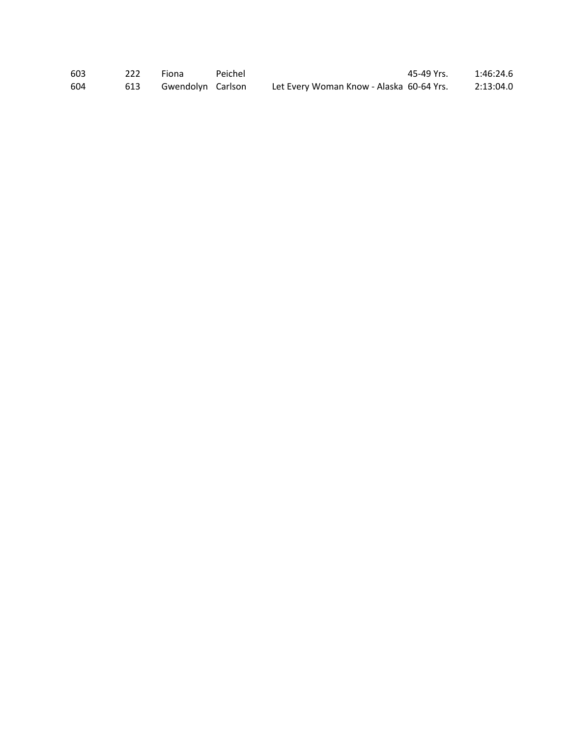| | | | | | | |
|---|---|---|---|---|---|---|
| 603 | 222 | Fiona | Peichel | | 45-49 Yrs. | 1:46:24.6 |
| 604 | 613 | Gwendolyn | Carlson | Let Every Woman Know - Alaska | 60-64 Yrs. | 2:13:04.0 |